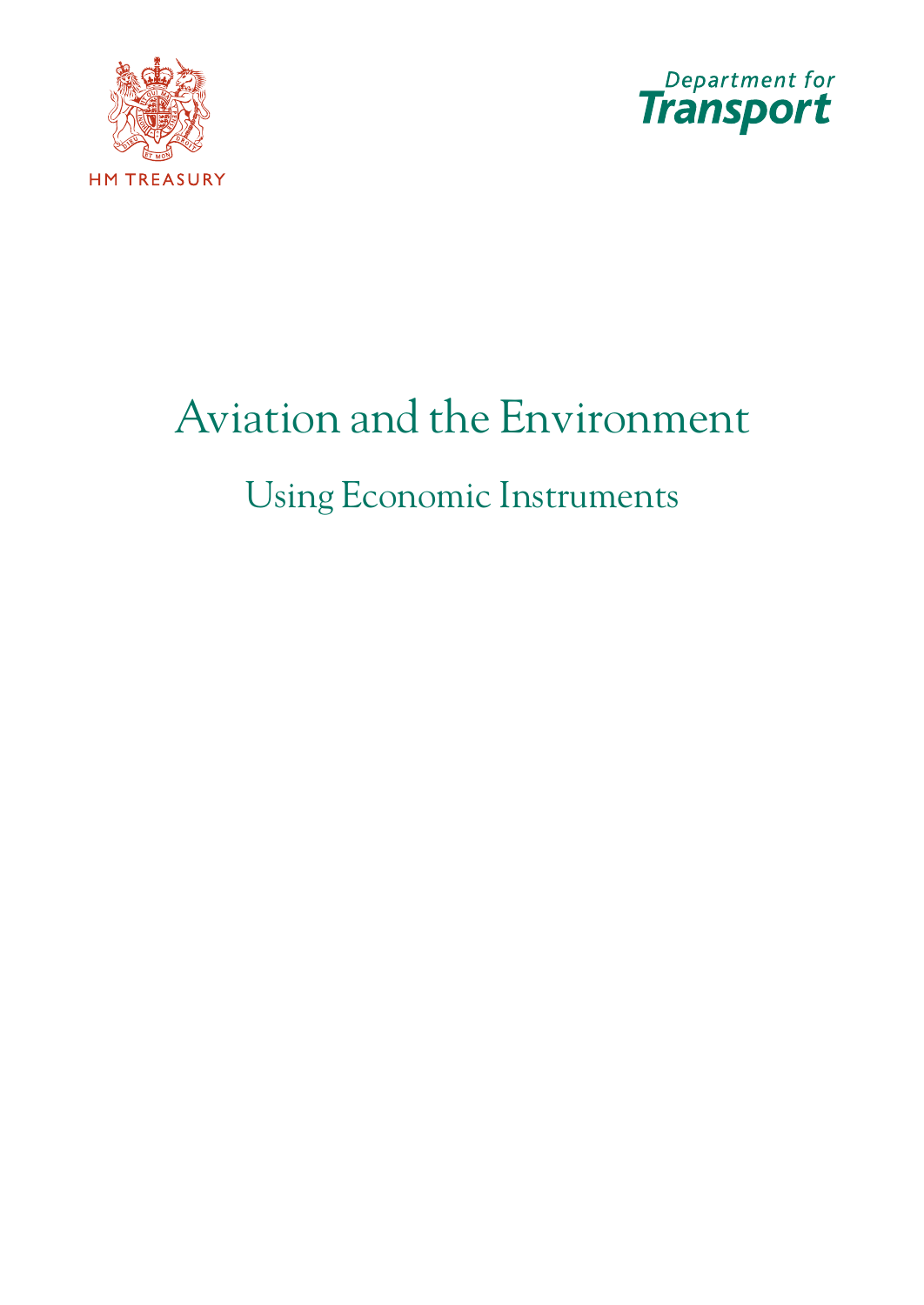HM TREASURY

Department for Transport

# Aviation and the Environment

## Using Economic Instruments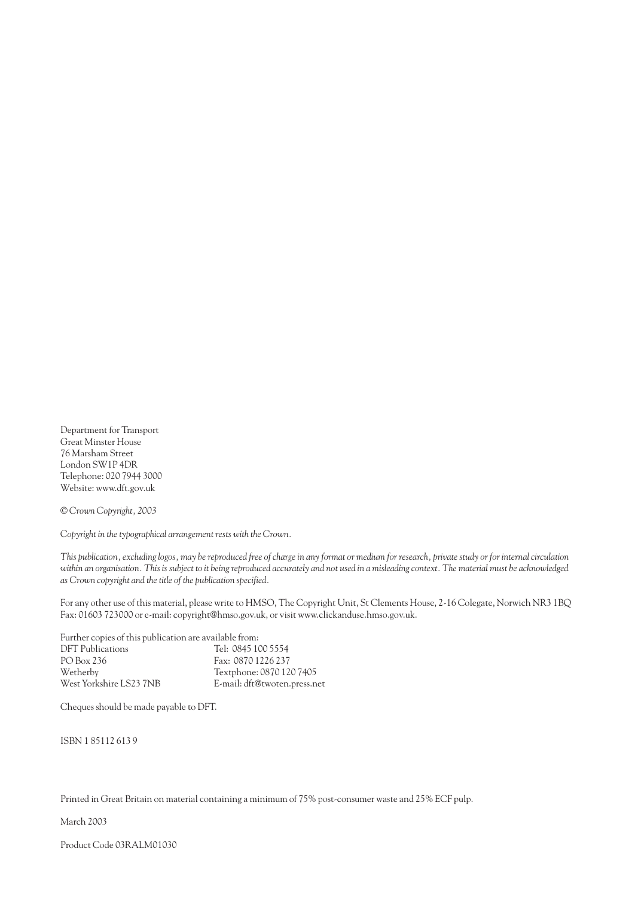Department for Transport
Great Minster House
76 Marsham Street
London SW1P 4DR
Telephone: 020 7944 3000
Website: www.dft.gov.uk

*© Crown Copyright, 2003*

*Copyright in the typographical arrangement rests with the Crown.*

*This publication, excluding logos, may be reproduced free of charge in any format or medium for research, private study or for internal circulation within an organisation. This is subject to it being reproduced accurately and not used in a misleading context. The material must be acknowledged as Crown copyright and the title of the publication specified.*

For any other use of this material, please write to HMSO, The Copyright Unit, St Clements House, 2-16 Colegate, Norwich NR3 1BQ Fax: 01603 723000 or e-mail: copyright@hmso.gov.uk, or visit www.clickanduse.hmso.gov.uk.

Further copies of this publication are available from:

| | |
|---|---|
| DFT Publications | Tel: 0845 100 5554 |
| PO Box 236 | Fax: 0870 1226 237 |
| Wetherby | Textphone: 0870 120 7405 |
| West Yorkshire LS23 7NB | E-mail: dft@twoten.press.net |

Cheques should be made payable to DFT.

ISBN 1 85112 613 9

Printed in Great Britain on material containing a minimum of 75% post-consumer waste and 25% ECF pulp.

March 2003

Product Code 03RALM01030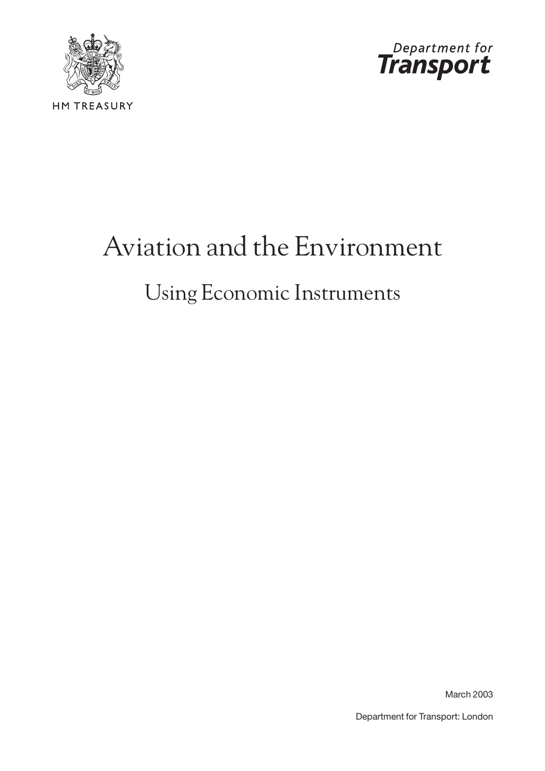HM TREASURY

Department for Transport

# Aviation and the Environment

## Using Economic Instruments

March 2003

Department for Transport: London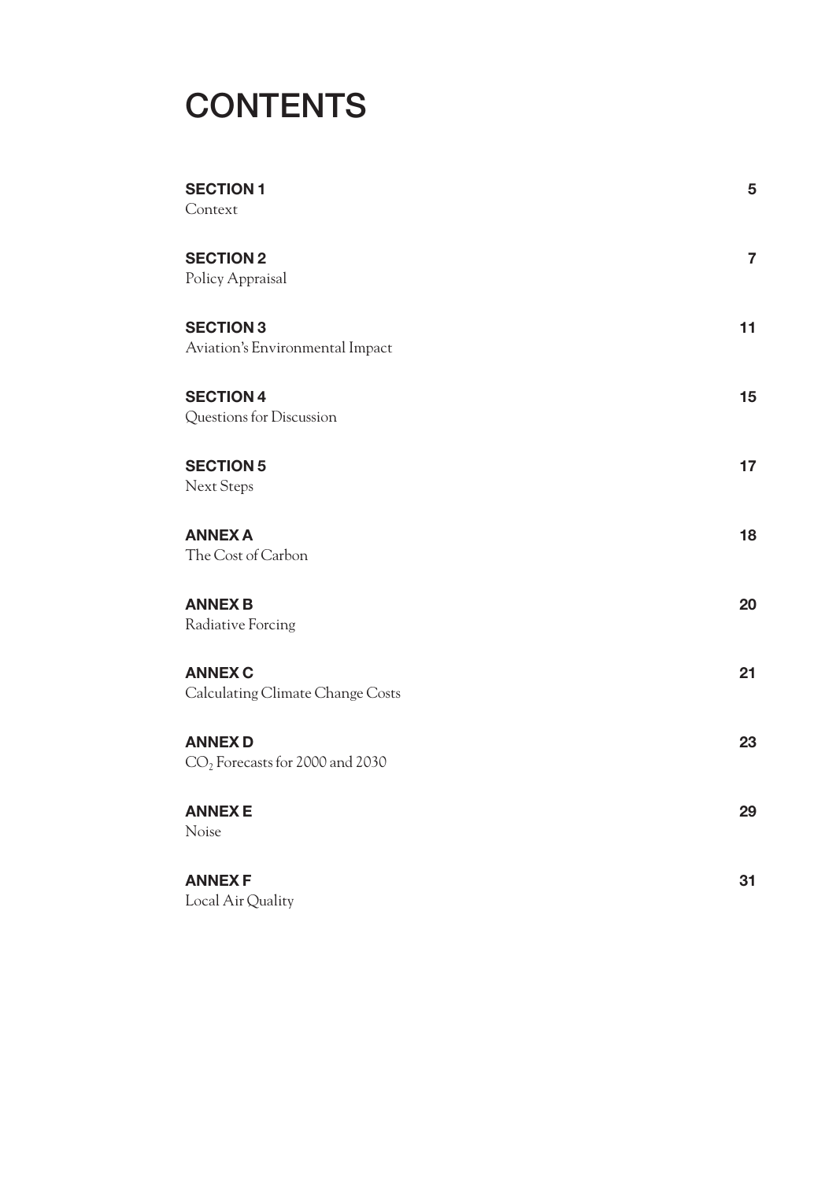# CONTENTS

| | |
|---|---|
| **SECTION 1**<br>Context | 5 |
| **SECTION 2**<br>Policy Appraisal | 7 |
| **SECTION 3**<br>Aviation's Environmental Impact | 11 |
| **SECTION 4**<br>Questions for Discussion | 15 |
| **SECTION 5**<br>Next Steps | 17 |
| **ANNEX A**<br>The Cost of Carbon | 18 |
| **ANNEX B**<br>Radiative Forcing | 20 |
| **ANNEX C**<br>Calculating Climate Change Costs | 21 |
| **ANNEX D**<br>$CO_2$ Forecasts for 2000 and 2030 | 23 |
| **ANNEX E**<br>Noise | 29 |
| **ANNEX F**<br>Local Air Quality | 31 |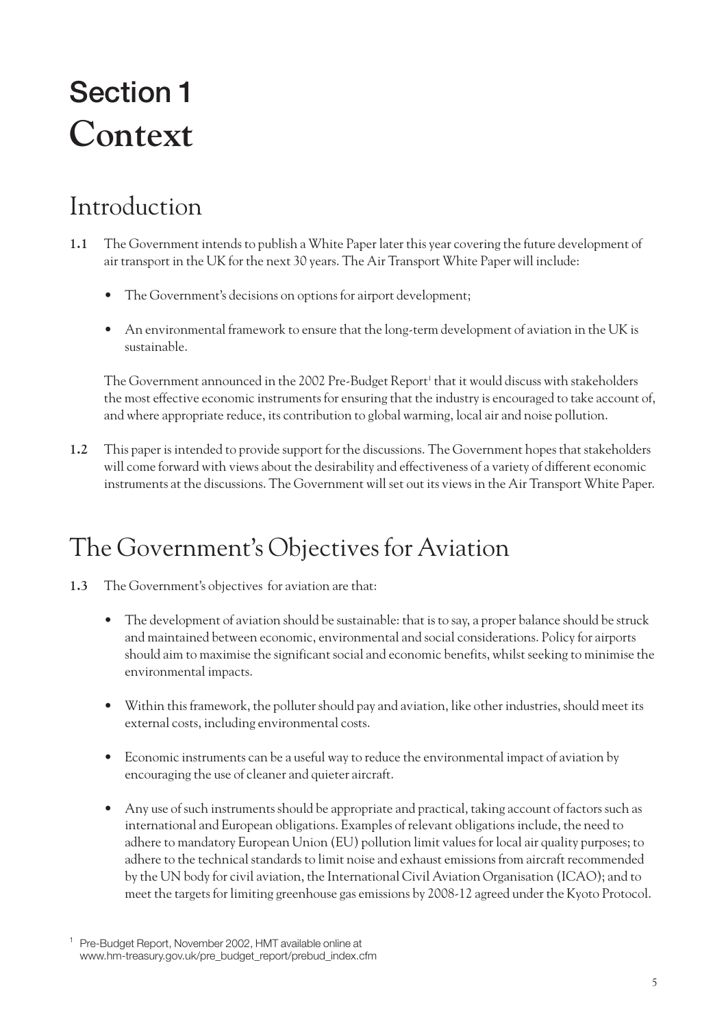# Section 1
# Context

## Introduction

**1.1** The Government intends to publish a White Paper later this year covering the future development of air transport in the UK for the next 30 years. The Air Transport White Paper will include:

- The Government's decisions on options for airport development;
- An environmental framework to ensure that the long-term development of aviation in the UK is sustainable.

The Government announced in the 2002 Pre-Budget Report[1] that it would discuss with stakeholders the most effective economic instruments for ensuring that the industry is encouraged to take account of, and where appropriate reduce, its contribution to global warming, local air and noise pollution.

**1.2** This paper is intended to provide support for the discussions. The Government hopes that stakeholders will come forward with views about the desirability and effectiveness of a variety of different economic instruments at the discussions. The Government will set out its views in the Air Transport White Paper.

## The Government's Objectives for Aviation

**1.3** The Government's objectives for aviation are that:

- The development of aviation should be sustainable: that is to say, a proper balance should be struck and maintained between economic, environmental and social considerations. Policy for airports should aim to maximise the significant social and economic benefits, whilst seeking to minimise the environmental impacts.
- Within this framework, the polluter should pay and aviation, like other industries, should meet its external costs, including environmental costs.
- Economic instruments can be a useful way to reduce the environmental impact of aviation by encouraging the use of cleaner and quieter aircraft.
- Any use of such instruments should be appropriate and practical, taking account of factors such as international and European obligations. Examples of relevant obligations include, the need to adhere to mandatory European Union (EU) pollution limit values for local air quality purposes; to adhere to the technical standards to limit noise and exhaust emissions from aircraft recommended by the UN body for civil aviation, the International Civil Aviation Organisation (ICAO); and to meet the targets for limiting greenhouse gas emissions by 2008-12 agreed under the Kyoto Protocol.

[1] Pre-Budget Report, November 2002, HMT available online at www.hm-treasury.gov.uk/pre_budget_report/prebud_index.cfm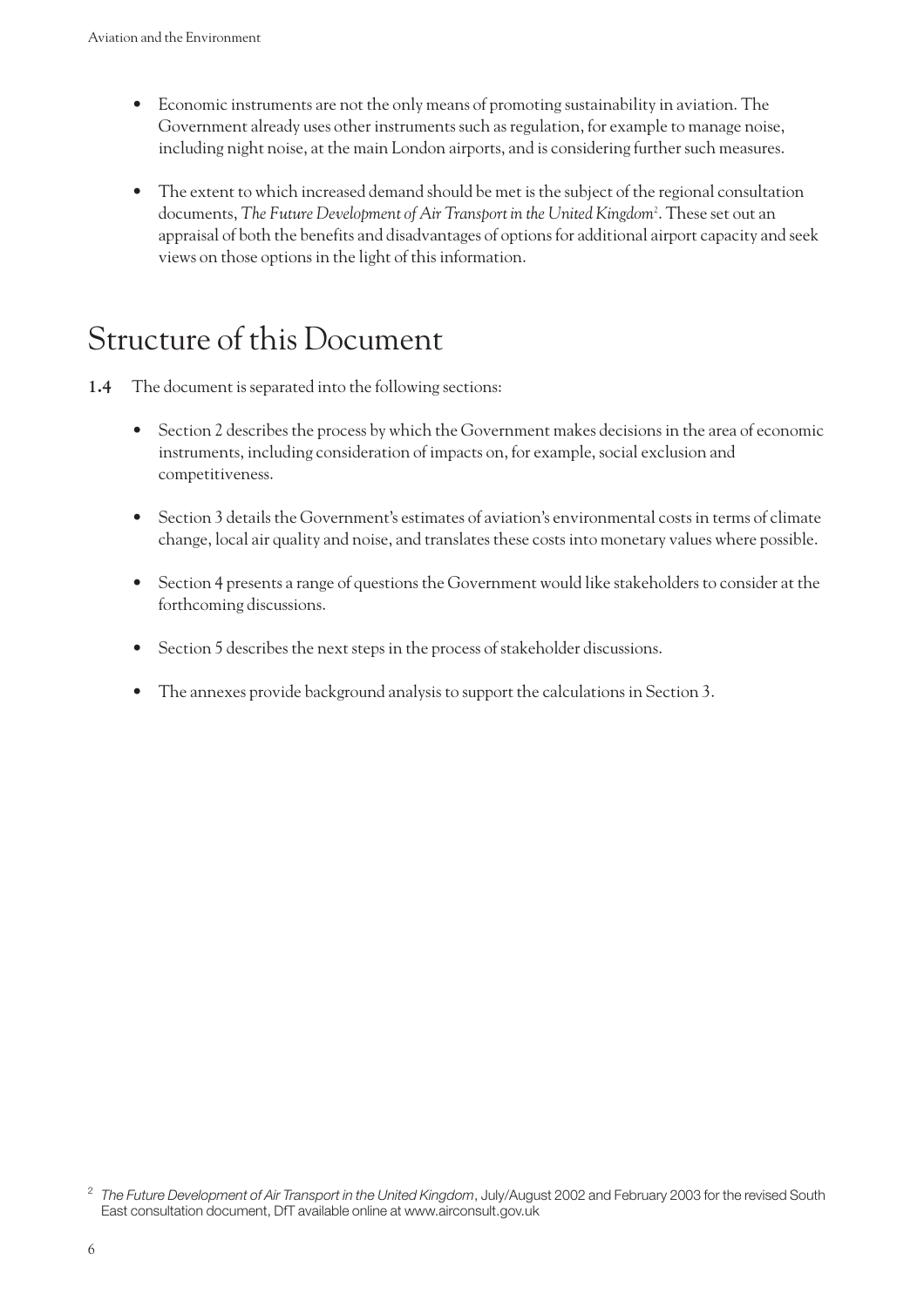- Economic instruments are not the only means of promoting sustainability in aviation. The Government already uses other instruments such as regulation, for example to manage noise, including night noise, at the main London airports, and is considering further such measures.

- The extent to which increased demand should be met is the subject of the regional consultation documents, *The Future Development of Air Transport in the United Kingdom*[2]. These set out an appraisal of both the benefits and disadvantages of options for additional airport capacity and seek views on those options in the light of this information.

## Structure of this Document

**1.4** The document is separated into the following sections:

- Section 2 describes the process by which the Government makes decisions in the area of economic instruments, including consideration of impacts on, for example, social exclusion and competitiveness.

- Section 3 details the Government's estimates of aviation's environmental costs in terms of climate change, local air quality and noise, and translates these costs into monetary values where possible.

- Section 4 presents a range of questions the Government would like stakeholders to consider at the forthcoming discussions.

- Section 5 describes the next steps in the process of stakeholder discussions.

- The annexes provide background analysis to support the calculations in Section 3.

[2] *The Future Development of Air Transport in the United Kingdom*, July/August 2002 and February 2003 for the revised South East consultation document, DfT available online at www.airconsult.gov.uk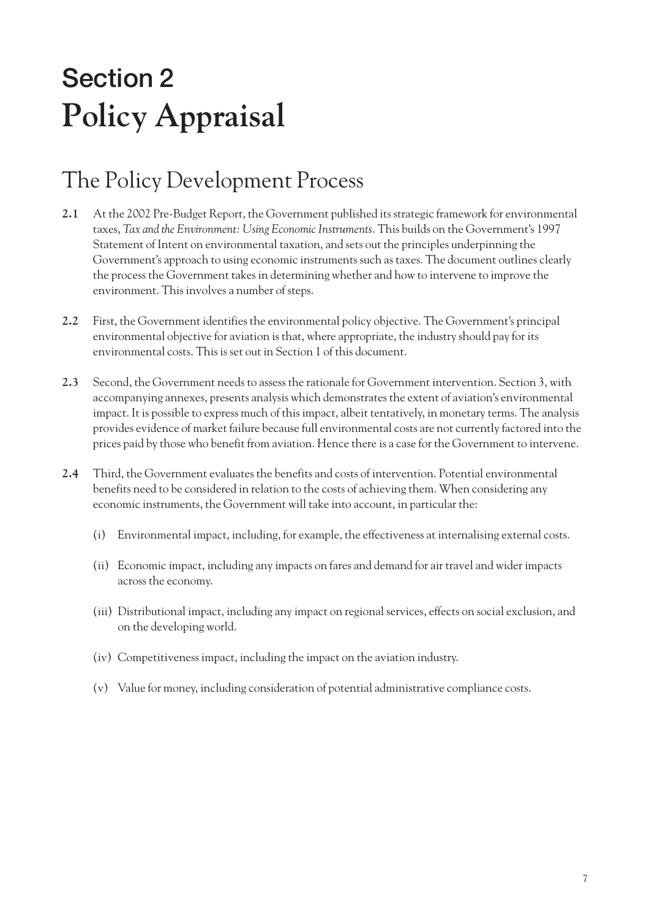# Section 2
# Policy Appraisal

## The Policy Development Process

**2.1** At the 2002 Pre-Budget Report, the Government published its strategic framework for environmental taxes, *Tax and the Environment: Using Economic Instruments*. This builds on the Government's 1997 Statement of Intent on environmental taxation, and sets out the principles underpinning the Government's approach to using economic instruments such as taxes. The document outlines clearly the process the Government takes in determining whether and how to intervene to improve the environment. This involves a number of steps.

**2.2** First, the Government identifies the environmental policy objective. The Government's principal environmental objective for aviation is that, where appropriate, the industry should pay for its environmental costs. This is set out in Section 1 of this document.

**2.3** Second, the Government needs to assess the rationale for Government intervention. Section 3, with accompanying annexes, presents analysis which demonstrates the extent of aviation's environmental impact. It is possible to express much of this impact, albeit tentatively, in monetary terms. The analysis provides evidence of market failure because full environmental costs are not currently factored into the prices paid by those who benefit from aviation. Hence there is a case for the Government to intervene.

**2.4** Third, the Government evaluates the benefits and costs of intervention. Potential environmental benefits need to be considered in relation to the costs of achieving them. When considering any economic instruments, the Government will take into account, in particular the:

(i) Environmental impact, including, for example, the effectiveness at internalising external costs.

(ii) Economic impact, including any impacts on fares and demand for air travel and wider impacts across the economy.

(iii) Distributional impact, including any impact on regional services, effects on social exclusion, and on the developing world.

(iv) Competitiveness impact, including the impact on the aviation industry.

(v) Value for money, including consideration of potential administrative compliance costs.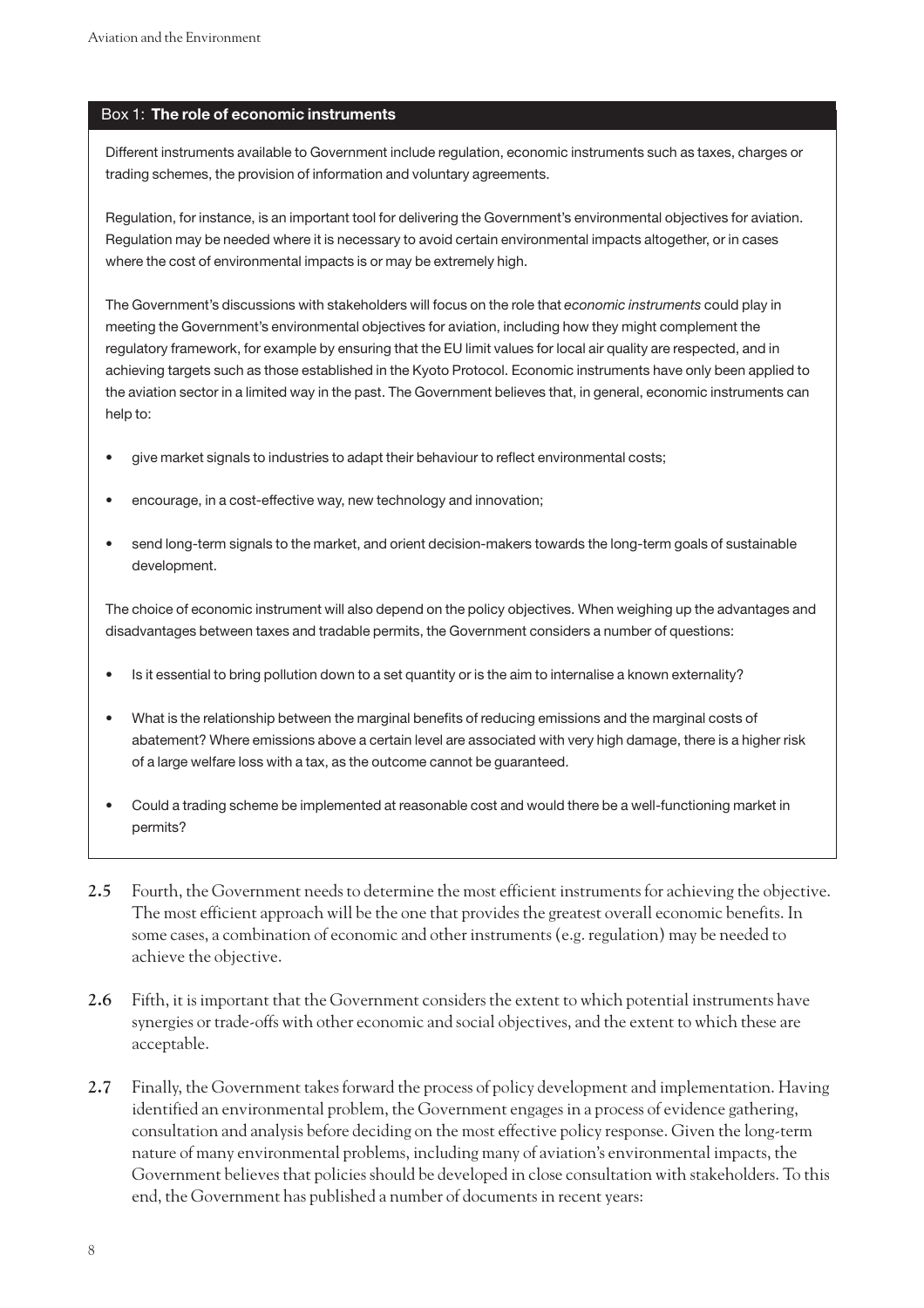### Box 1: **The role of economic instruments**

Different instruments available to Government include regulation, economic instruments such as taxes, charges or trading schemes, the provision of information and voluntary agreements.

Regulation, for instance, is an important tool for delivering the Government's environmental objectives for aviation. Regulation may be needed where it is necessary to avoid certain environmental impacts altogether, or in cases where the cost of environmental impacts is or may be extremely high.

The Government's discussions with stakeholders will focus on the role that *economic instruments* could play in meeting the Government's environmental objectives for aviation, including how they might complement the regulatory framework, for example by ensuring that the EU limit values for local air quality are respected, and in achieving targets such as those established in the Kyoto Protocol. Economic instruments have only been applied to the aviation sector in a limited way in the past. The Government believes that, in general, economic instruments can help to:

- give market signals to industries to adapt their behaviour to reflect environmental costs;
- encourage, in a cost-effective way, new technology and innovation;
- send long-term signals to the market, and orient decision-makers towards the long-term goals of sustainable development.

The choice of economic instrument will also depend on the policy objectives. When weighing up the advantages and disadvantages between taxes and tradable permits, the Government considers a number of questions:

- Is it essential to bring pollution down to a set quantity or is the aim to internalise a known externality?
- What is the relationship between the marginal benefits of reducing emissions and the marginal costs of abatement? Where emissions above a certain level are associated with very high damage, there is a higher risk of a large welfare loss with a tax, as the outcome cannot be guaranteed.
- Could a trading scheme be implemented at reasonable cost and would there be a well-functioning market in permits?

**2.5** Fourth, the Government needs to determine the most efficient instruments for achieving the objective. The most efficient approach will be the one that provides the greatest overall economic benefits. In some cases, a combination of economic and other instruments (e.g. regulation) may be needed to achieve the objective.

**2.6** Fifth, it is important that the Government considers the extent to which potential instruments have synergies or trade-offs with other economic and social objectives, and the extent to which these are acceptable.

**2.7** Finally, the Government takes forward the process of policy development and implementation. Having identified an environmental problem, the Government engages in a process of evidence gathering, consultation and analysis before deciding on the most effective policy response. Given the long-term nature of many environmental problems, including many of aviation's environmental impacts, the Government believes that policies should be developed in close consultation with stakeholders. To this end, the Government has published a number of documents in recent years: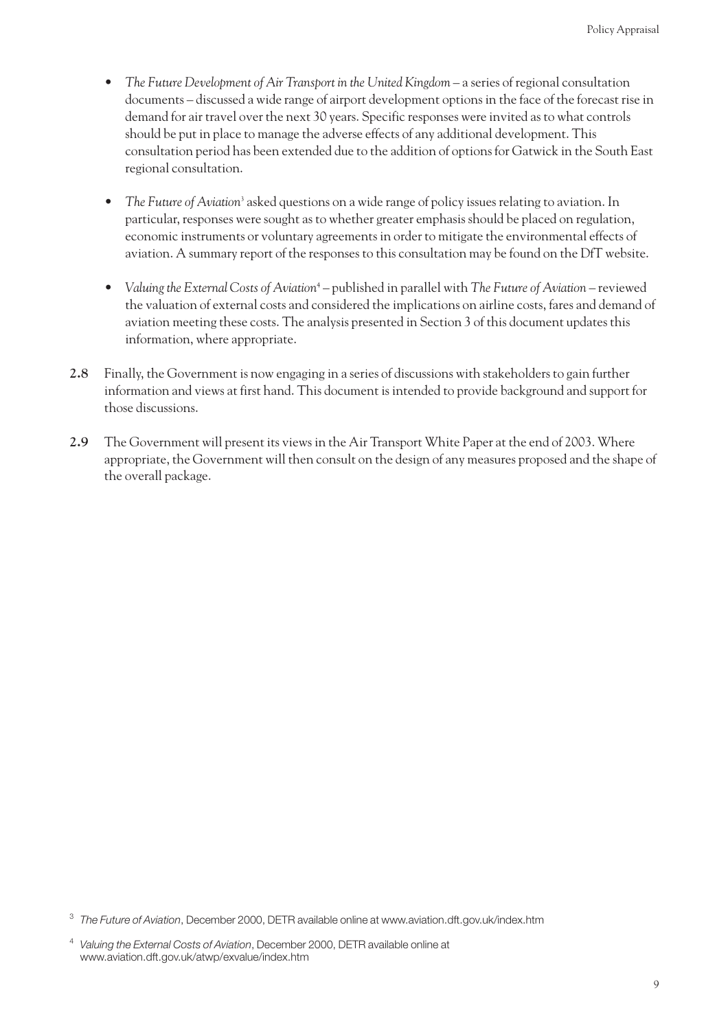- *The Future Development of Air Transport in the United Kingdom* – a series of regional consultation documents – discussed a wide range of airport development options in the face of the forecast rise in demand for air travel over the next 30 years. Specific responses were invited as to what controls should be put in place to manage the adverse effects of any additional development. This consultation period has been extended due to the addition of options for Gatwick in the South East regional consultation.

- *The Future of Aviation*[3] asked questions on a wide range of policy issues relating to aviation. In particular, responses were sought as to whether greater emphasis should be placed on regulation, economic instruments or voluntary agreements in order to mitigate the environmental effects of aviation. A summary report of the responses to this consultation may be found on the DfT website.

- *Valuing the External Costs of Aviation*[4] – published in parallel with *The Future of Aviation* – reviewed the valuation of external costs and considered the implications on airline costs, fares and demand of aviation meeting these costs. The analysis presented in Section 3 of this document updates this information, where appropriate.

**2.8** Finally, the Government is now engaging in a series of discussions with stakeholders to gain further information and views at first hand. This document is intended to provide background and support for those discussions.

**2.9** The Government will present its views in the Air Transport White Paper at the end of 2003. Where appropriate, the Government will then consult on the design of any measures proposed and the shape of the overall package.

[3] *The Future of Aviation*, December 2000, DETR available online at www.aviation.dft.gov.uk/index.htm

[4] *Valuing the External Costs of Aviation*, December 2000, DETR available online at www.aviation.dft.gov.uk/atwp/exvalue/index.htm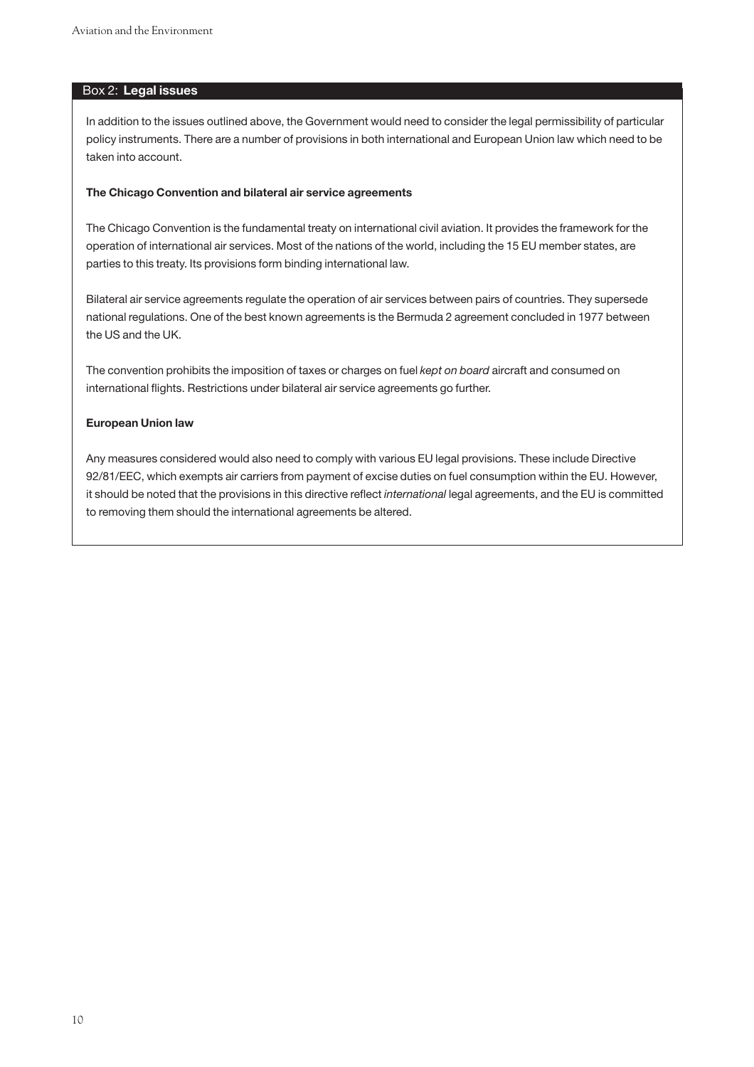### Box 2: **Legal issues**

In addition to the issues outlined above, the Government would need to consider the legal permissibility of particular policy instruments. There are a number of provisions in both international and European Union law which need to be taken into account.

**The Chicago Convention and bilateral air service agreements**

The Chicago Convention is the fundamental treaty on international civil aviation. It provides the framework for the operation of international air services. Most of the nations of the world, including the 15 EU member states, are parties to this treaty. Its provisions form binding international law.

Bilateral air service agreements regulate the operation of air services between pairs of countries. They supersede national regulations. One of the best known agreements is the Bermuda 2 agreement concluded in 1977 between the US and the UK.

The convention prohibits the imposition of taxes or charges on fuel *kept on board* aircraft and consumed on international flights. Restrictions under bilateral air service agreements go further.

**European Union law**

Any measures considered would also need to comply with various EU legal provisions. These include Directive 92/81/EEC, which exempts air carriers from payment of excise duties on fuel consumption within the EU. However, it should be noted that the provisions in this directive reflect *international* legal agreements, and the EU is committed to removing them should the international agreements be altered.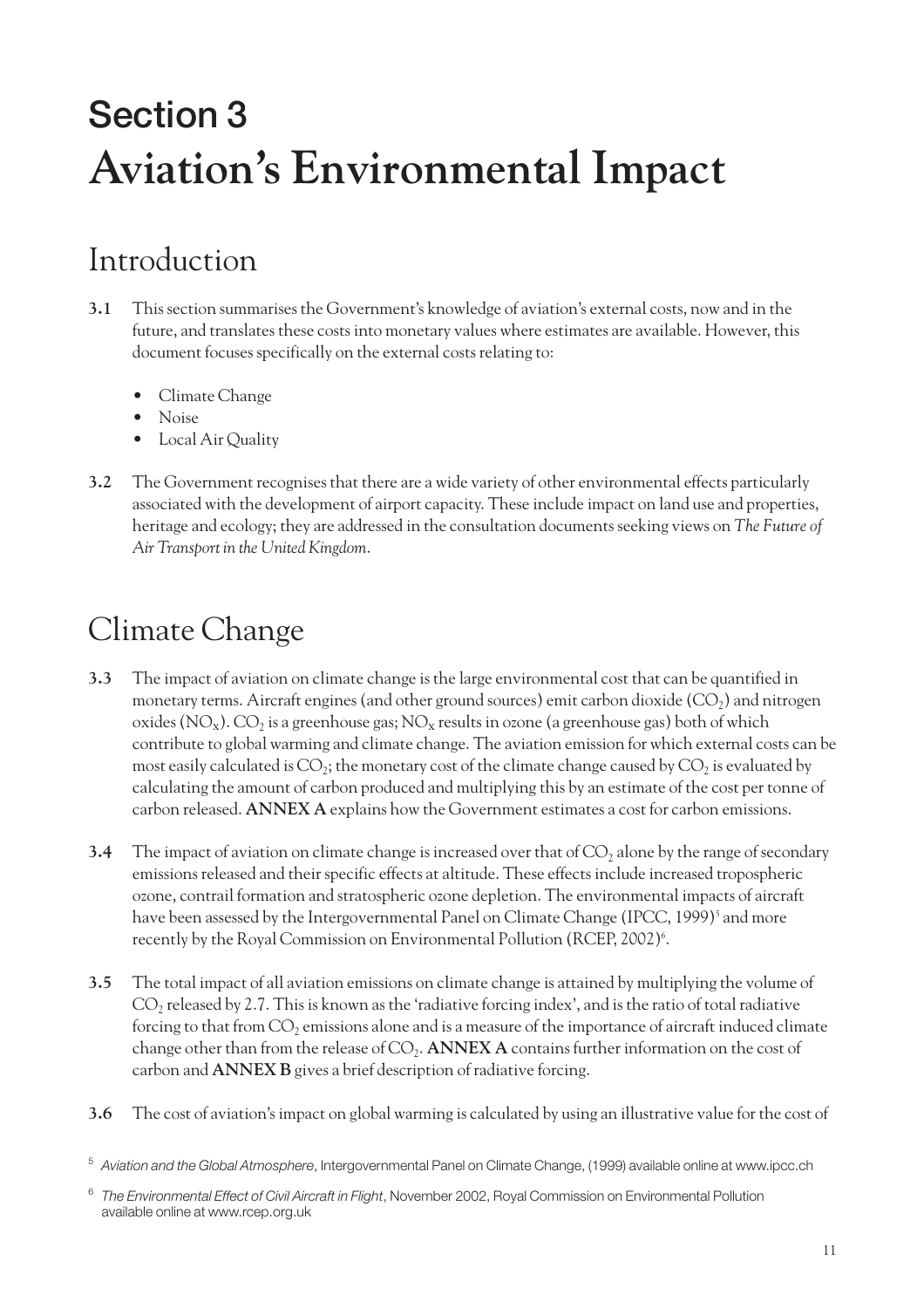# Section 3
# Aviation's Environmental Impact

## Introduction

**3.1** This section summarises the Government's knowledge of aviation's external costs, now and in the future, and translates these costs into monetary values where estimates are available. However, this document focuses specifically on the external costs relating to:

- Climate Change
- Noise
- Local Air Quality

**3.2** The Government recognises that there are a wide variety of other environmental effects particularly associated with the development of airport capacity. These include impact on land use and properties, heritage and ecology; they are addressed in the consultation documents seeking views on *The Future of Air Transport in the United Kingdom*.

## Climate Change

**3.3** The impact of aviation on climate change is the large environmental cost that can be quantified in monetary terms. Aircraft engines (and other ground sources) emit carbon dioxide ($CO_2$) and nitrogen oxides ($NO_X$). $CO_2$ is a greenhouse gas; $NO_X$ results in ozone (a greenhouse gas) both of which contribute to global warming and climate change. The aviation emission for which external costs can be most easily calculated is $CO_2$; the monetary cost of the climate change caused by $CO_2$ is evaluated by calculating the amount of carbon produced and multiplying this by an estimate of the cost per tonne of carbon released. **ANNEX A** explains how the Government estimates a cost for carbon emissions.

**3.4** The impact of aviation on climate change is increased over that of $CO_2$ alone by the range of secondary emissions released and their specific effects at altitude. These effects include increased tropospheric ozone, contrail formation and stratospheric ozone depletion. The environmental impacts of aircraft have been assessed by the Intergovernmental Panel on Climate Change (IPCC, 1999)[5] and more recently by the Royal Commission on Environmental Pollution (RCEP, 2002)[6].

**3.5** The total impact of all aviation emissions on climate change is attained by multiplying the volume of $CO_2$ released by 2.7. This is known as the 'radiative forcing index', and is the ratio of total radiative forcing to that from $CO_2$ emissions alone and is a measure of the importance of aircraft induced climate change other than from the release of $CO_2$. **ANNEX A** contains further information on the cost of carbon and **ANNEX B** gives a brief description of radiative forcing.

**3.6** The cost of aviation's impact on global warming is calculated by using an illustrative value for the cost of

---

[5] *Aviation and the Global Atmosphere*, Intergovernmental Panel on Climate Change, (1999) available online at www.ipcc.ch

[6] *The Environmental Effect of Civil Aircraft in Flight*, November 2002, Royal Commission on Environmental Pollution available online at www.rcep.org.uk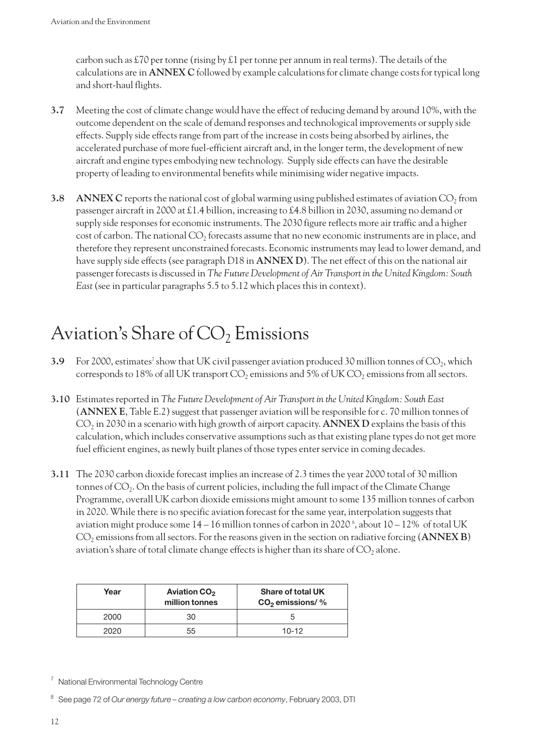carbon such as £70 per tonne (rising by £1 per tonne per annum in real terms). The details of the calculations are in **ANNEX C** followed by example calculations for climate change costs for typical long and short-haul flights.

**3.7** Meeting the cost of climate change would have the effect of reducing demand by around 10%, with the outcome dependent on the scale of demand responses and technological improvements or supply side effects. Supply side effects range from part of the increase in costs being absorbed by airlines, the accelerated purchase of more fuel-efficient aircraft and, in the longer term, the development of new aircraft and engine types embodying new technology. Supply side effects can have the desirable property of leading to environmental benefits while minimising wider negative impacts.

**3.8** **ANNEX C** reports the national cost of global warming using published estimates of aviation $CO_2$ from passenger aircraft in 2000 at £1.4 billion, increasing to £4.8 billion in 2030, assuming no demand or supply side responses for economic instruments. The 2030 figure reflects more air traffic and a higher cost of carbon. The national $CO_2$ forecasts assume that no new economic instruments are in place, and therefore they represent unconstrained forecasts. Economic instruments may lead to lower demand, and have supply side effects (see paragraph D18 in **ANNEX D**). The net effect of this on the national air passenger forecasts is discussed in *The Future Development of Air Transport in the United Kingdom: South East* (see in particular paragraphs 5.5 to 5.12 which places this in context).

# Aviation's Share of $CO_2$ Emissions

**3.9** For 2000, estimates[7] show that UK civil passenger aviation produced 30 million tonnes of $CO_2$, which corresponds to 18% of all UK transport $CO_2$ emissions and 5% of UK $CO_2$ emissions from all sectors.

**3.10** Estimates reported in *The Future Development of Air Transport in the United Kingdom: South East* (**ANNEX E**, Table E.2) suggest that passenger aviation will be responsible for c. 70 million tonnes of $CO_2$ in 2030 in a scenario with high growth of airport capacity. **ANNEX D** explains the basis of this calculation, which includes conservative assumptions such as that existing plane types do not get more fuel efficient engines, as newly built planes of those types enter service in coming decades.

**3.11** The 2030 carbon dioxide forecast implies an increase of 2.3 times the year 2000 total of 30 million tonnes of $CO_2$. On the basis of current policies, including the full impact of the Climate Change Programme, overall UK carbon dioxide emissions might amount to some 135 million tonnes of carbon in 2020. While there is no specific aviation forecast for the same year, interpolation suggests that aviation might produce some 14 – 16 million tonnes of carbon in 2020[8], about 10 – 12% of total UK $CO_2$ emissions from all sectors. For the reasons given in the section on radiative forcing (**ANNEX B**) aviation's share of total climate change effects is higher than its share of $CO_2$ alone.

| Year | Aviation $CO_2$ million tonnes | Share of total UK $CO_2$ emissions/ % |
|---|---|---|
| 2000 | 30 | 5 |
| 2020 | 55 | 10-12 |

[7] National Environmental Technology Centre

[8] See page 72 of *Our energy future – creating a low carbon economy*, February 2003, DTI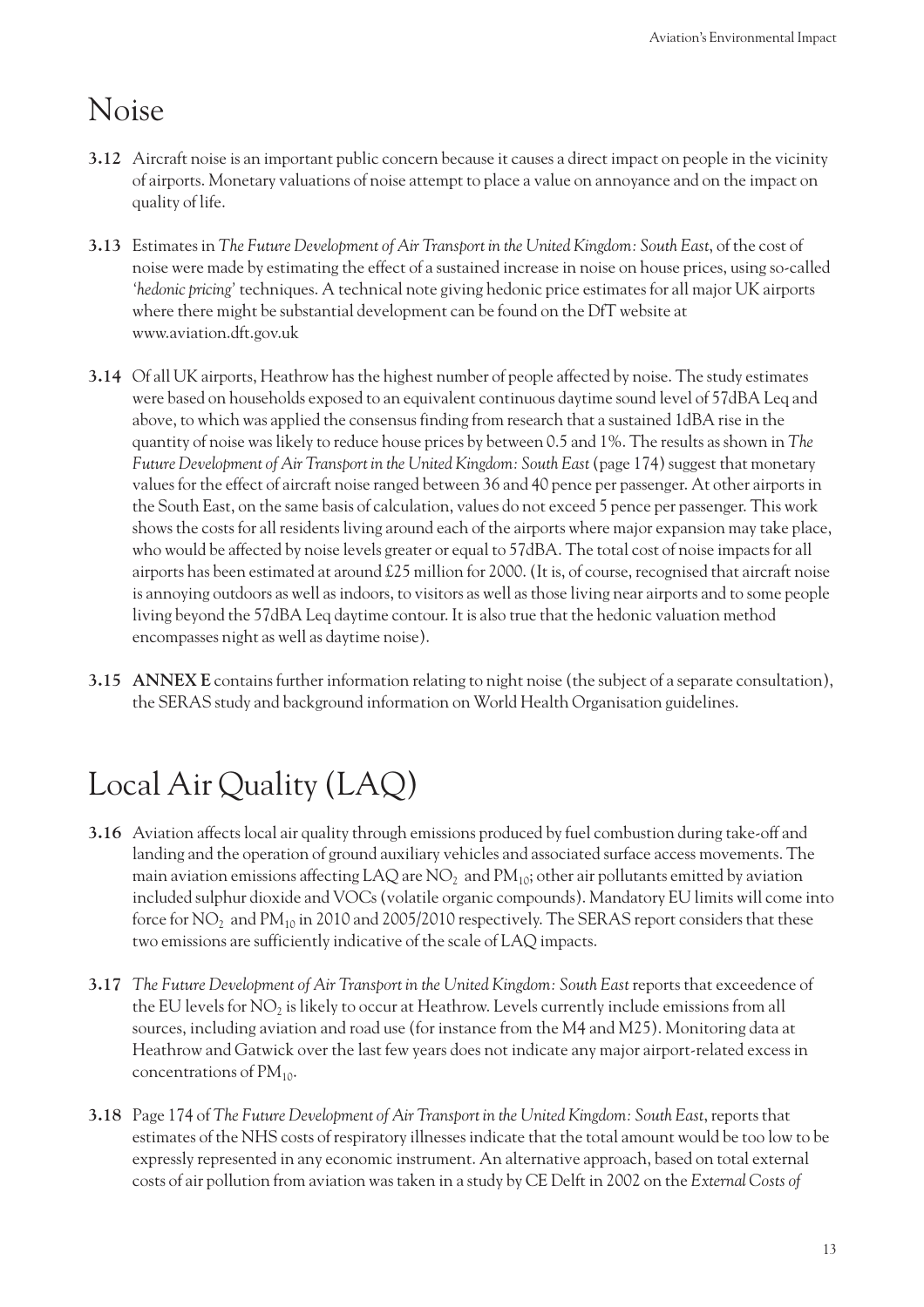# Noise

**3.12** Aircraft noise is an important public concern because it causes a direct impact on people in the vicinity of airports. Monetary valuations of noise attempt to place a value on annoyance and on the impact on quality of life.

**3.13** Estimates in *The Future Development of Air Transport in the United Kingdom: South East*, of the cost of noise were made by estimating the effect of a sustained increase in noise on house prices, using so-called '*hedonic pricing*' techniques. A technical note giving hedonic price estimates for all major UK airports where there might be substantial development can be found on the DfT website at www.aviation.dft.gov.uk

**3.14** Of all UK airports, Heathrow has the highest number of people affected by noise. The study estimates were based on households exposed to an equivalent continuous daytime sound level of 57dBA Leq and above, to which was applied the consensus finding from research that a sustained 1dBA rise in the quantity of noise was likely to reduce house prices by between 0.5 and 1%. The results as shown in *The Future Development of Air Transport in the United Kingdom: South East* (page 174) suggest that monetary values for the effect of aircraft noise ranged between 36 and 40 pence per passenger. At other airports in the South East, on the same basis of calculation, values do not exceed 5 pence per passenger. This work shows the costs for all residents living around each of the airports where major expansion may take place, who would be affected by noise levels greater or equal to 57dBA. The total cost of noise impacts for all airports has been estimated at around £25 million for 2000. (It is, of course, recognised that aircraft noise is annoying outdoors as well as indoors, to visitors as well as those living near airports and to some people living beyond the 57dBA Leq daytime contour. It is also true that the hedonic valuation method encompasses night as well as daytime noise).

**3.15** **ANNEX E** contains further information relating to night noise (the subject of a separate consultation), the SERAS study and background information on World Health Organisation guidelines.

# Local Air Quality (LAQ)

**3.16** Aviation affects local air quality through emissions produced by fuel combustion during take-off and landing and the operation of ground auxiliary vehicles and associated surface access movements. The main aviation emissions affecting LAQ are $NO_2$ and $PM_{10}$; other air pollutants emitted by aviation included sulphur dioxide and VOCs (volatile organic compounds). Mandatory EU limits will come into force for $NO_2$ and $PM_{10}$ in 2010 and 2005/2010 respectively. The SERAS report considers that these two emissions are sufficiently indicative of the scale of LAQ impacts.

**3.17** *The Future Development of Air Transport in the United Kingdom: South East* reports that exceedence of the EU levels for $NO_2$ is likely to occur at Heathrow. Levels currently include emissions from all sources, including aviation and road use (for instance from the M4 and M25). Monitoring data at Heathrow and Gatwick over the last few years does not indicate any major airport-related excess in concentrations of $PM_{10}$.

**3.18** Page 174 of *The Future Development of Air Transport in the United Kingdom: South East*, reports that estimates of the NHS costs of respiratory illnesses indicate that the total amount would be too low to be expressly represented in any economic instrument. An alternative approach, based on total external costs of air pollution from aviation was taken in a study by CE Delft in 2002 on the *External Costs of*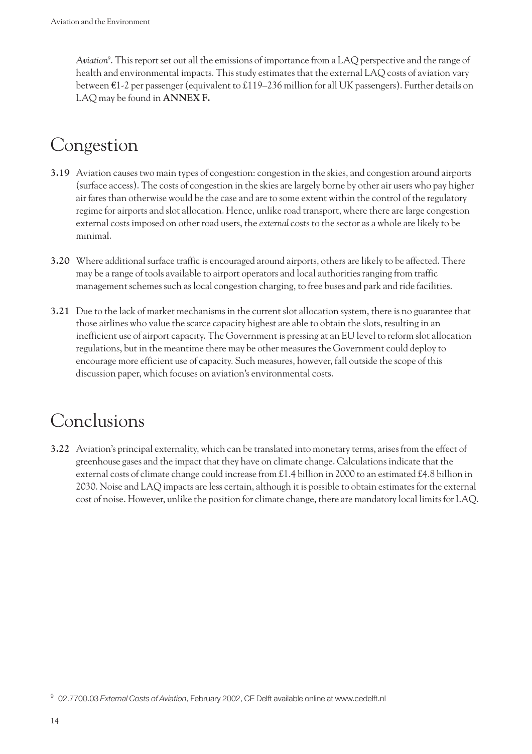*Aviation*[9]. This report set out all the emissions of importance from a LAQ perspective and the range of health and environmental impacts. This study estimates that the external LAQ costs of aviation vary between €1-2 per passenger (equivalent to £119–236 million for all UK passengers). Further details on LAQ may be found in **ANNEX F.**

## Congestion

**3.19** Aviation causes two main types of congestion: congestion in the skies, and congestion around airports (surface access). The costs of congestion in the skies are largely borne by other air users who pay higher air fares than otherwise would be the case and are to some extent within the control of the regulatory regime for airports and slot allocation. Hence, unlike road transport, where there are large congestion external costs imposed on other road users, the *external* costs to the sector as a whole are likely to be minimal.

**3.20** Where additional surface traffic is encouraged around airports, others are likely to be affected. There may be a range of tools available to airport operators and local authorities ranging from traffic management schemes such as local congestion charging, to free buses and park and ride facilities.

**3.21** Due to the lack of market mechanisms in the current slot allocation system, there is no guarantee that those airlines who value the scarce capacity highest are able to obtain the slots, resulting in an inefficient use of airport capacity. The Government is pressing at an EU level to reform slot allocation regulations, but in the meantime there may be other measures the Government could deploy to encourage more efficient use of capacity. Such measures, however, fall outside the scope of this discussion paper, which focuses on aviation's environmental costs.

## Conclusions

**3.22** Aviation's principal externality, which can be translated into monetary terms, arises from the effect of greenhouse gases and the impact that they have on climate change. Calculations indicate that the external costs of climate change could increase from £1.4 billion in 2000 to an estimated £4.8 billion in 2030. Noise and LAQ impacts are less certain, although it is possible to obtain estimates for the external cost of noise. However, unlike the position for climate change, there are mandatory local limits for LAQ.

[9] 02.7700.03 *External Costs of Aviation*, February 2002, CE Delft available online at www.cedelft.nl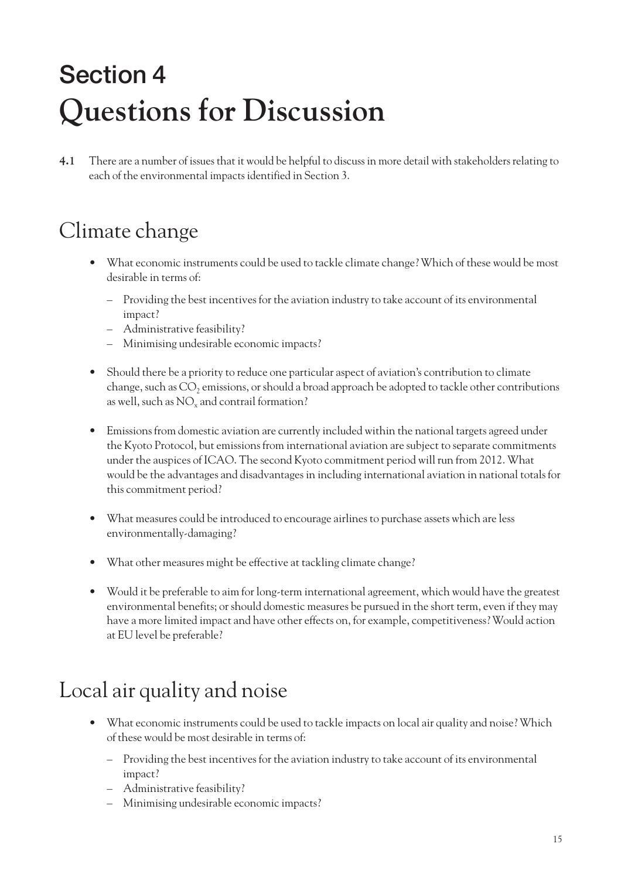# Section 4
# Questions for Discussion

**4.1** There are a number of issues that it would be helpful to discuss in more detail with stakeholders relating to each of the environmental impacts identified in Section 3.

## Climate change

- What economic instruments could be used to tackle climate change? Which of these would be most desirable in terms of:
  - Providing the best incentives for the aviation industry to take account of its environmental impact?
  - Administrative feasibility?
  - Minimising undesirable economic impacts?
- Should there be a priority to reduce one particular aspect of aviation's contribution to climate change, such as $CO_2$ emissions, or should a broad approach be adopted to tackle other contributions as well, such as $NO_x$ and contrail formation?
- Emissions from domestic aviation are currently included within the national targets agreed under the Kyoto Protocol, but emissions from international aviation are subject to separate commitments under the auspices of ICAO. The second Kyoto commitment period will run from 2012. What would be the advantages and disadvantages in including international aviation in national totals for this commitment period?
- What measures could be introduced to encourage airlines to purchase assets which are less environmentally-damaging?
- What other measures might be effective at tackling climate change?
- Would it be preferable to aim for long-term international agreement, which would have the greatest environmental benefits; or should domestic measures be pursued in the short term, even if they may have a more limited impact and have other effects on, for example, competitiveness? Would action at EU level be preferable?

## Local air quality and noise

- What economic instruments could be used to tackle impacts on local air quality and noise? Which of these would be most desirable in terms of:
  - Providing the best incentives for the aviation industry to take account of its environmental impact?
  - Administrative feasibility?
  - Minimising undesirable economic impacts?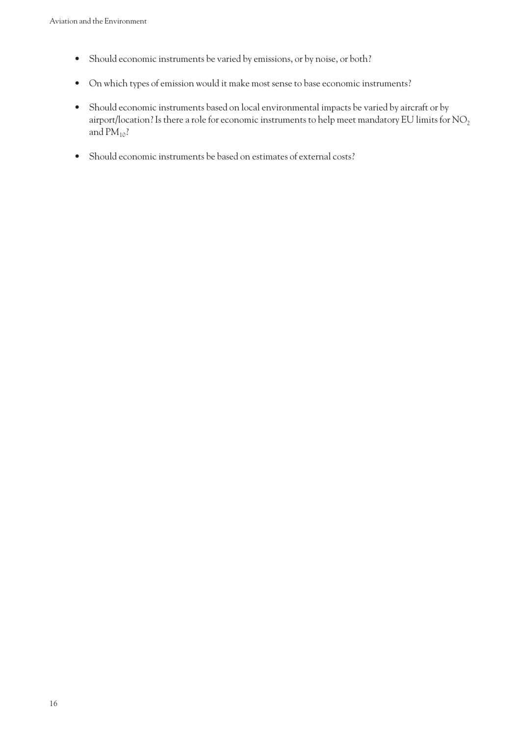- Should economic instruments be varied by emissions, or by noise, or both?
- On which types of emission would it make most sense to base economic instruments?
- Should economic instruments based on local environmental impacts be varied by aircraft or by airport/location? Is there a role for economic instruments to help meet mandatory EU limits for $NO_2$ and $PM_{10}$?
- Should economic instruments be based on estimates of external costs?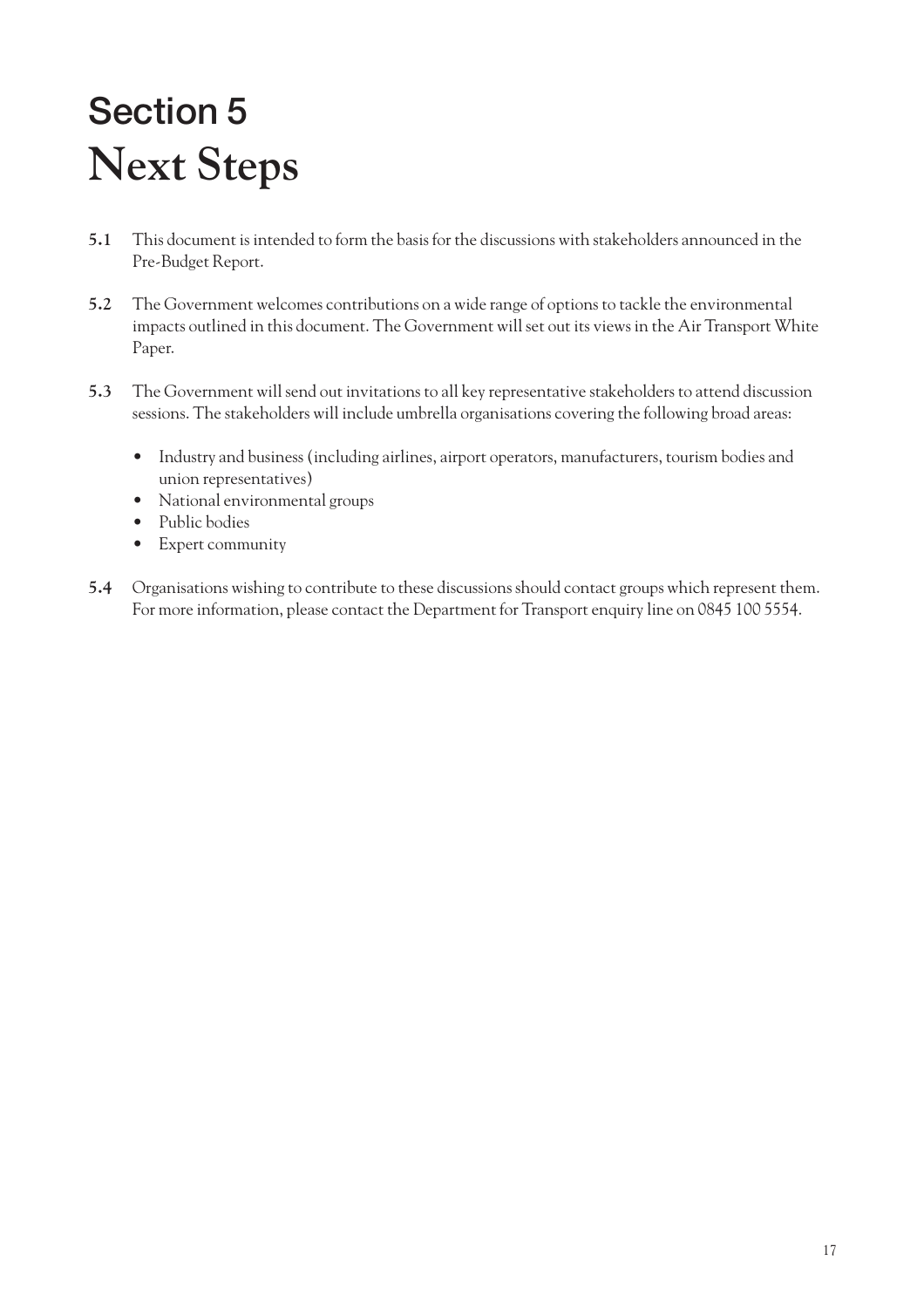# Section 5
# Next Steps

**5.1** This document is intended to form the basis for the discussions with stakeholders announced in the Pre-Budget Report.

**5.2** The Government welcomes contributions on a wide range of options to tackle the environmental impacts outlined in this document. The Government will set out its views in the Air Transport White Paper.

**5.3** The Government will send out invitations to all key representative stakeholders to attend discussion sessions. The stakeholders will include umbrella organisations covering the following broad areas:

- Industry and business (including airlines, airport operators, manufacturers, tourism bodies and union representatives)
- National environmental groups
- Public bodies
- Expert community

**5.4** Organisations wishing to contribute to these discussions should contact groups which represent them. For more information, please contact the Department for Transport enquiry line on 0845 100 5554.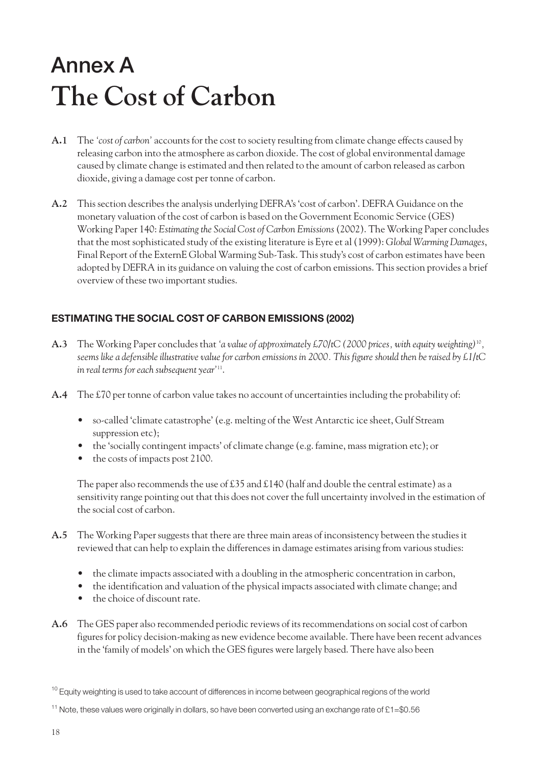# Annex A
# The Cost of Carbon

**A.1** The '*cost of carbon*' accounts for the cost to society resulting from climate change effects caused by releasing carbon into the atmosphere as carbon dioxide. The cost of global environmental damage caused by climate change is estimated and then related to the amount of carbon released as carbon dioxide, giving a damage cost per tonne of carbon.

**A.2** This section describes the analysis underlying DEFRA's 'cost of carbon'. DEFRA Guidance on the monetary valuation of the cost of carbon is based on the Government Economic Service (GES) Working Paper 140: *Estimating the Social Cost of Carbon Emissions* (2002). The Working Paper concludes that the most sophisticated study of the existing literature is Eyre et al (1999): *Global Warming Damages*, Final Report of the ExternE Global Warming Sub-Task. This study's cost of carbon estimates have been adopted by DEFRA in its guidance on valuing the cost of carbon emissions. This section provides a brief overview of these two important studies.

## ESTIMATING THE SOCIAL COST OF CARBON EMISSIONS (2002)

**A.3** The Working Paper concludes that *'a value of approximately £70/tC (2000 prices, with equity weighting)*[10]*, seems like a defensible illustrative value for carbon emissions in 2000. This figure should then be raised by £1/tC in real terms for each subsequent year'*[11].

**A.4** The £70 per tonne of carbon value takes no account of uncertainties including the probability of:

- so-called 'climate catastrophe' (e.g. melting of the West Antarctic ice sheet, Gulf Stream suppression etc);
- the 'socially contingent impacts' of climate change (e.g. famine, mass migration etc); or
- the costs of impacts post 2100.

The paper also recommends the use of £35 and £140 (half and double the central estimate) as a sensitivity range pointing out that this does not cover the full uncertainty involved in the estimation of the social cost of carbon.

**A.5** The Working Paper suggests that there are three main areas of inconsistency between the studies it reviewed that can help to explain the differences in damage estimates arising from various studies:

- the climate impacts associated with a doubling in the atmospheric concentration in carbon,
- the identification and valuation of the physical impacts associated with climate change; and
- the choice of discount rate.

**A.6** The GES paper also recommended periodic reviews of its recommendations on social cost of carbon figures for policy decision-making as new evidence become available. There have been recent advances in the 'family of models' on which the GES figures were largely based. There have also been

[10] Equity weighting is used to take account of differences in income between geographical regions of the world

[11] Note, these values were originally in dollars, so have been converted using an exchange rate of £1=$0.56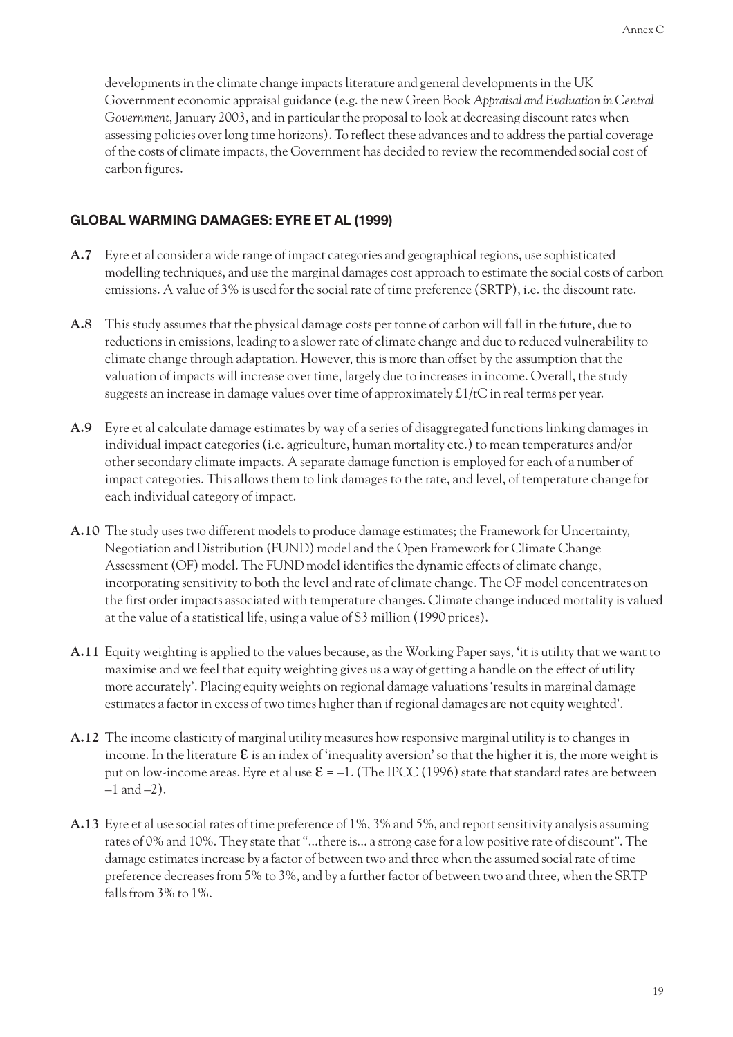developments in the climate change impacts literature and general developments in the UK Government economic appraisal guidance (e.g. the new Green Book *Appraisal and Evaluation in Central Government*, January 2003, and in particular the proposal to look at decreasing discount rates when assessing policies over long time horizons). To reflect these advances and to address the partial coverage of the costs of climate impacts, the Government has decided to review the recommended social cost of carbon figures.

## GLOBAL WARMING DAMAGES: EYRE ET AL (1999)

**A.7** Eyre et al consider a wide range of impact categories and geographical regions, use sophisticated modelling techniques, and use the marginal damages cost approach to estimate the social costs of carbon emissions. A value of 3% is used for the social rate of time preference (SRTP), i.e. the discount rate.

**A.8** This study assumes that the physical damage costs per tonne of carbon will fall in the future, due to reductions in emissions, leading to a slower rate of climate change and due to reduced vulnerability to climate change through adaptation. However, this is more than offset by the assumption that the valuation of impacts will increase over time, largely due to increases in income. Overall, the study suggests an increase in damage values over time of approximately £1/tC in real terms per year.

**A.9** Eyre et al calculate damage estimates by way of a series of disaggregated functions linking damages in individual impact categories (i.e. agriculture, human mortality etc.) to mean temperatures and/or other secondary climate impacts. A separate damage function is employed for each of a number of impact categories. This allows them to link damages to the rate, and level, of temperature change for each individual category of impact.

**A.10** The study uses two different models to produce damage estimates; the Framework for Uncertainty, Negotiation and Distribution (FUND) model and the Open Framework for Climate Change Assessment (OF) model. The FUND model identifies the dynamic effects of climate change, incorporating sensitivity to both the level and rate of climate change. The OF model concentrates on the first order impacts associated with temperature changes. Climate change induced mortality is valued at the value of a statistical life, using a value of $3 million (1990 prices).

**A.11** Equity weighting is applied to the values because, as the Working Paper says, 'it is utility that we want to maximise and we feel that equity weighting gives us a way of getting a handle on the effect of utility more accurately'. Placing equity weights on regional damage valuations 'results in marginal damage estimates a factor in excess of two times higher than if regional damages are not equity weighted'.

**A.12** The income elasticity of marginal utility measures how responsive marginal utility is to changes in income. In the literature $\varepsilon$ is an index of 'inequality aversion' so that the higher it is, the more weight is put on low-income areas. Eyre et al use $\varepsilon = -1$. (The IPCC (1996) state that standard rates are between $-1$ and $-2$).

**A.13** Eyre et al use social rates of time preference of 1%, 3% and 5%, and report sensitivity analysis assuming rates of 0% and 10%. They state that "...there is... a strong case for a low positive rate of discount". The damage estimates increase by a factor of between two and three when the assumed social rate of time preference decreases from 5% to 3%, and by a further factor of between two and three, when the SRTP falls from 3% to 1%.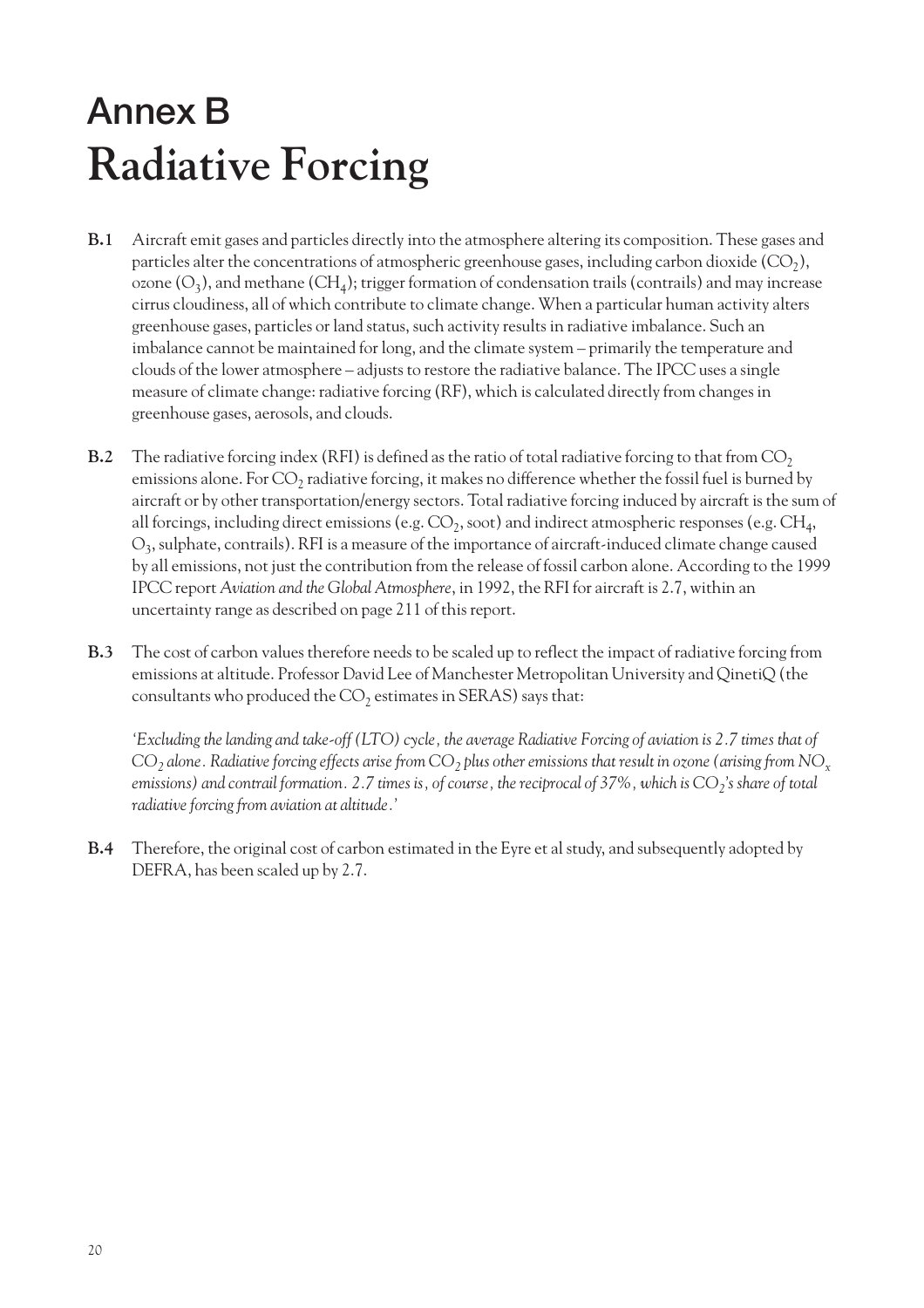# Annex B
# Radiative Forcing

**B.1** Aircraft emit gases and particles directly into the atmosphere altering its composition. These gases and particles alter the concentrations of atmospheric greenhouse gases, including carbon dioxide ($CO_2$), ozone ($O_3$), and methane ($CH_4$); trigger formation of condensation trails (contrails) and may increase cirrus cloudiness, all of which contribute to climate change. When a particular human activity alters greenhouse gases, particles or land status, such activity results in radiative imbalance. Such an imbalance cannot be maintained for long, and the climate system – primarily the temperature and clouds of the lower atmosphere – adjusts to restore the radiative balance. The IPCC uses a single measure of climate change: radiative forcing (RF), which is calculated directly from changes in greenhouse gases, aerosols, and clouds.

**B.2** The radiative forcing index (RFI) is defined as the ratio of total radiative forcing to that from $CO_2$ emissions alone. For $CO_2$ radiative forcing, it makes no difference whether the fossil fuel is burned by aircraft or by other transportation/energy sectors. Total radiative forcing induced by aircraft is the sum of all forcings, including direct emissions (e.g. $CO_2$, soot) and indirect atmospheric responses (e.g. $CH_4$, $O_3$, sulphate, contrails). RFI is a measure of the importance of aircraft-induced climate change caused by all emissions, not just the contribution from the release of fossil carbon alone. According to the 1999 IPCC report *Aviation and the Global Atmosphere*, in 1992, the RFI for aircraft is 2.7, within an uncertainty range as described on page 211 of this report.

**B.3** The cost of carbon values therefore needs to be scaled up to reflect the impact of radiative forcing from emissions at altitude. Professor David Lee of Manchester Metropolitan University and QinetiQ (the consultants who produced the $CO_2$ estimates in SERAS) says that:

*'Excluding the landing and take-off (LTO) cycle, the average Radiative Forcing of aviation is 2.7 times that of $CO_2$ alone. Radiative forcing effects arise from $CO_2$ plus other emissions that result in ozone (arising from $NO_x$ emissions) and contrail formation. 2.7 times is, of course, the reciprocal of 37%, which is $CO_2$'s share of total radiative forcing from aviation at altitude.'*

**B.4** Therefore, the original cost of carbon estimated in the Eyre et al study, and subsequently adopted by DEFRA, has been scaled up by 2.7.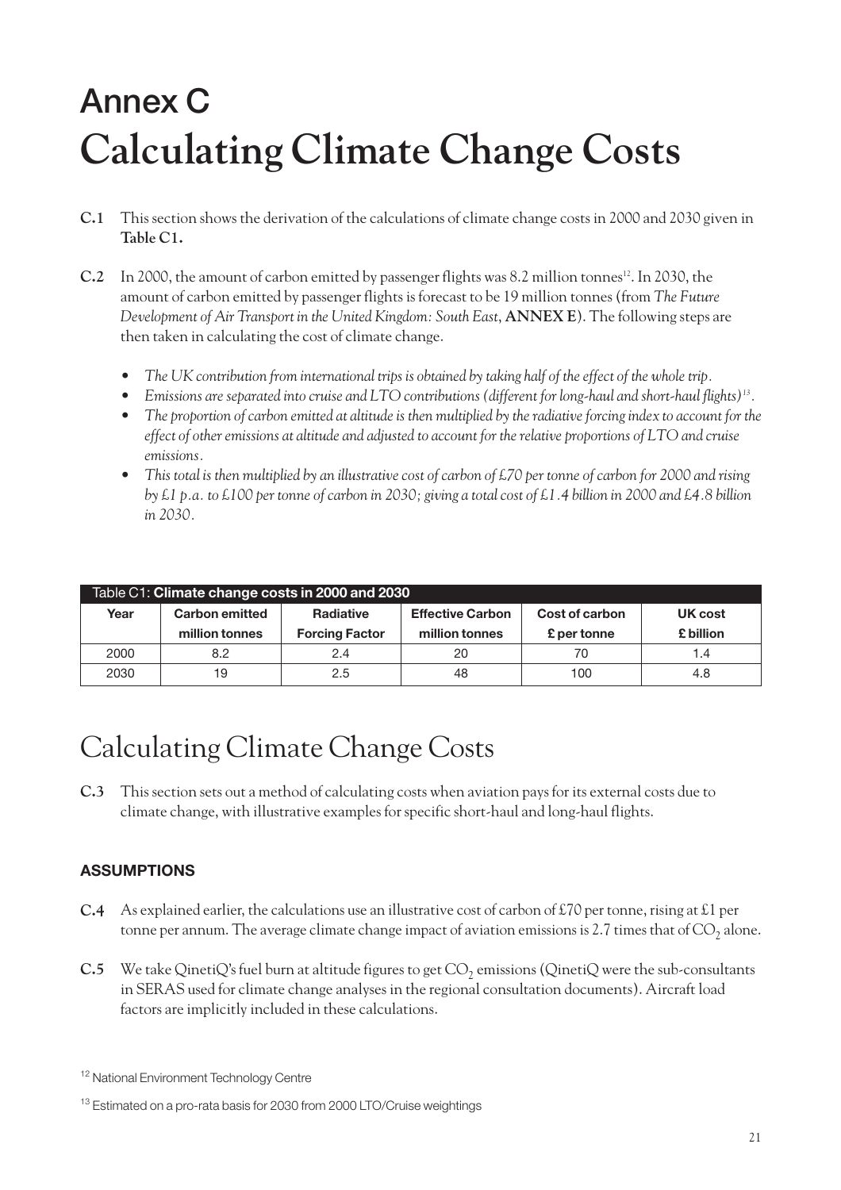# Annex C
# Calculating Climate Change Costs

**C.1** This section shows the derivation of the calculations of climate change costs in 2000 and 2030 given in **Table C1.**

**C.2** In 2000, the amount of carbon emitted by passenger flights was 8.2 million tonnes[12]. In 2030, the amount of carbon emitted by passenger flights is forecast to be 19 million tonnes (from *The Future Development of Air Transport in the United Kingdom: South East*, **ANNEX E**). The following steps are then taken in calculating the cost of climate change.

- *The UK contribution from international trips is obtained by taking half of the effect of the whole trip.*
- *Emissions are separated into cruise and LTO contributions (different for long-haul and short-haul flights)[13].*
- *The proportion of carbon emitted at altitude is then multiplied by the radiative forcing index to account for the effect of other emissions at altitude and adjusted to account for the relative proportions of LTO and cruise emissions.*
- *This total is then multiplied by an illustrative cost of carbon of £70 per tonne of carbon for 2000 and rising by £1 p.a. to £100 per tonne of carbon in 2030; giving a total cost of £1.4 billion in 2000 and £4.8 billion in 2030.*

Table C1: **Climate change costs in 2000 and 2030**

| Year | Carbon emitted million tonnes | Radiative Forcing Factor | Effective Carbon million tonnes | Cost of carbon £ per tonne | UK cost £ billion |
|---|---|---|---|---|---|
| 2000 | 8.2 | 2.4 | 20 | 70 | 1.4 |
| 2030 | 19 | 2.5 | 48 | 100 | 4.8 |

## Calculating Climate Change Costs

**C.3** This section sets out a method of calculating costs when aviation pays for its external costs due to climate change, with illustrative examples for specific short-haul and long-haul flights.

### ASSUMPTIONS

**C.4** As explained earlier, the calculations use an illustrative cost of carbon of £70 per tonne, rising at £1 per tonne per annum. The average climate change impact of aviation emissions is 2.7 times that of $CO_2$ alone.

**C.5** We take QinetiQ's fuel burn at altitude figures to get $CO_2$ emissions (QinetiQ were the sub-consultants in SERAS used for climate change analyses in the regional consultation documents). Aircraft load factors are implicitly included in these calculations.

[12] National Environment Technology Centre

[13] Estimated on a pro-rata basis for 2030 from 2000 LTO/Cruise weightings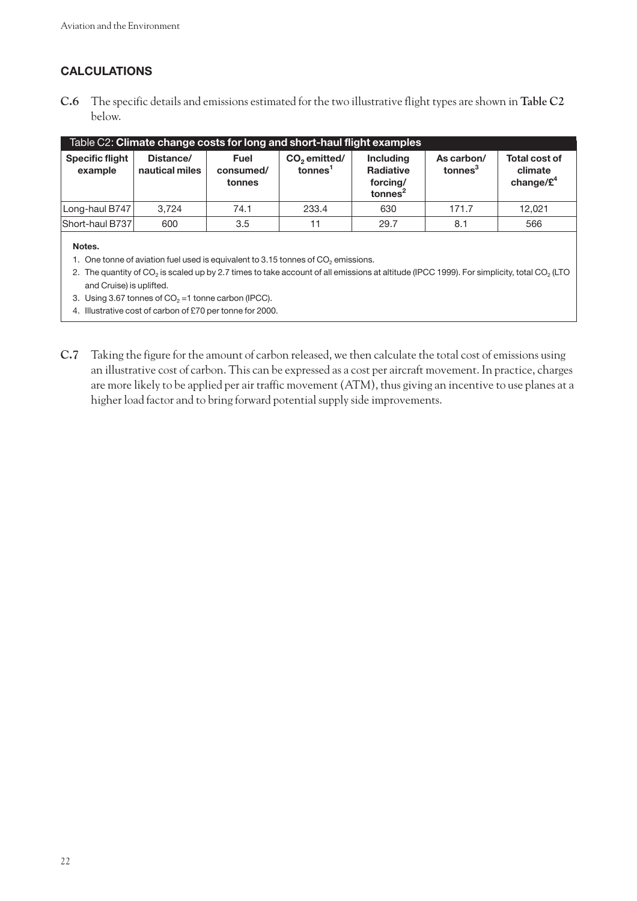## CALCULATIONS

**C.6** The specific details and emissions estimated for the two illustrative flight types are shown in **Table C2** below.

Table C2: **Climate change costs for long and short-haul flight examples**

| Specific flight example | Distance/ nautical miles | Fuel consumed/ tonnes | $CO_2$ emitted/ tonnes[1] | Including Radiative forcing/ tonnes[2] | As carbon/ tonnes[3] | Total cost of climate change/£[4] |
|---|---|---|---|---|---|---|
| Long-haul B747 | 3,724 | 74.1 | 233.4 | 630 | 171.7 | 12,021 |
| Short-haul B737 | 600 | 3.5 | 11 | 29.7 | 8.1 | 566 |

**Notes.**

1. One tonne of aviation fuel used is equivalent to 3.15 tonnes of $CO_2$ emissions.
2. The quantity of $CO_2$ is scaled up by 2.7 times to take account of all emissions at altitude (IPCC 1999). For simplicity, total $CO_2$ (LTO and Cruise) is uplifted.
3. Using 3.67 tonnes of $CO_2$ =1 tonne carbon (IPCC).
4. Illustrative cost of carbon of £70 per tonne for 2000.

**C.7** Taking the figure for the amount of carbon released, we then calculate the total cost of emissions using an illustrative cost of carbon. This can be expressed as a cost per aircraft movement. In practice, charges are more likely to be applied per air traffic movement (ATM), thus giving an incentive to use planes at a higher load factor and to bring forward potential supply side improvements.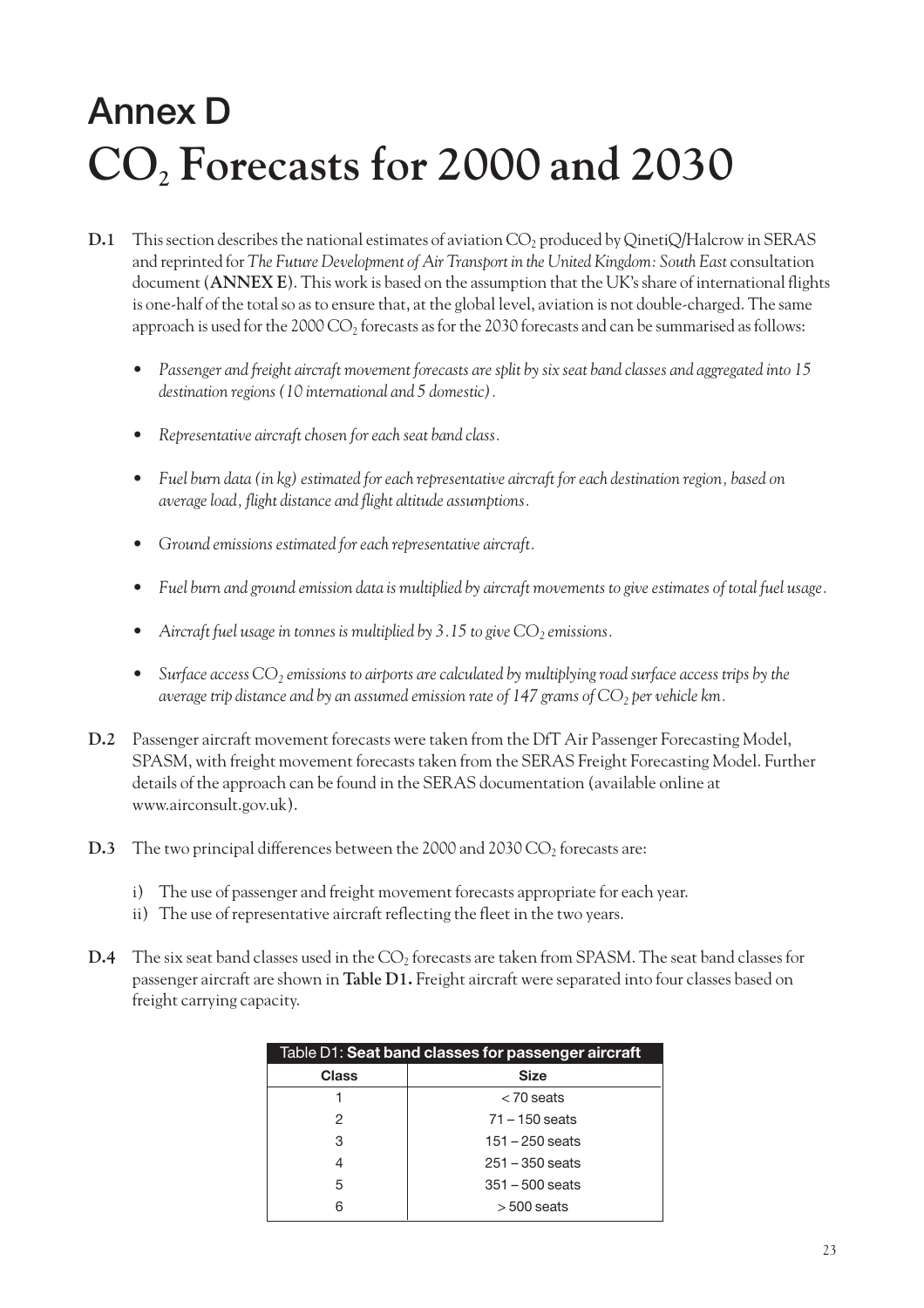# Annex D

# $CO_2$ Forecasts for 2000 and 2030

**D.1** This section describes the national estimates of aviation $CO_2$ produced by QinetiQ/Halcrow in SERAS and reprinted for *The Future Development of Air Transport in the United Kingdom: South East* consultation document (**ANNEX E**). This work is based on the assumption that the UK's share of international flights is one-half of the total so as to ensure that, at the global level, aviation is not double-charged. The same approach is used for the 2000 $CO_2$ forecasts as for the 2030 forecasts and can be summarised as follows:

- *Passenger and freight aircraft movement forecasts are split by six seat band classes and aggregated into 15 destination regions (10 international and 5 domestic).*
- *Representative aircraft chosen for each seat band class.*
- *Fuel burn data (in kg) estimated for each representative aircraft for each destination region, based on average load, flight distance and flight altitude assumptions.*
- *Ground emissions estimated for each representative aircraft.*
- *Fuel burn and ground emission data is multiplied by aircraft movements to give estimates of total fuel usage.*
- *Aircraft fuel usage in tonnes is multiplied by 3.15 to give $CO_2$ emissions.*
- *Surface access $CO_2$ emissions to airports are calculated by multiplying road surface access trips by the average trip distance and by an assumed emission rate of 147 grams of $CO_2$ per vehicle km.*

**D.2** Passenger aircraft movement forecasts were taken from the DfT Air Passenger Forecasting Model, SPASM, with freight movement forecasts taken from the SERAS Freight Forecasting Model. Further details of the approach can be found in the SERAS documentation (available online at www.airconsult.gov.uk).

**D.3** The two principal differences between the 2000 and 2030 $CO_2$ forecasts are:

i) The use of passenger and freight movement forecasts appropriate for each year.
ii) The use of representative aircraft reflecting the fleet in the two years.

**D.4** The six seat band classes used in the $CO_2$ forecasts are taken from SPASM. The seat band classes for passenger aircraft are shown in **Table D1.** Freight aircraft were separated into four classes based on freight carrying capacity.

Table D1: **Seat band classes for passenger aircraft**

| Class | Size |
|---|---|
| 1 | < 70 seats |
| 2 | 71 – 150 seats |
| 3 | 151 – 250 seats |
| 4 | 251 – 350 seats |
| 5 | 351 – 500 seats |
| 6 | > 500 seats |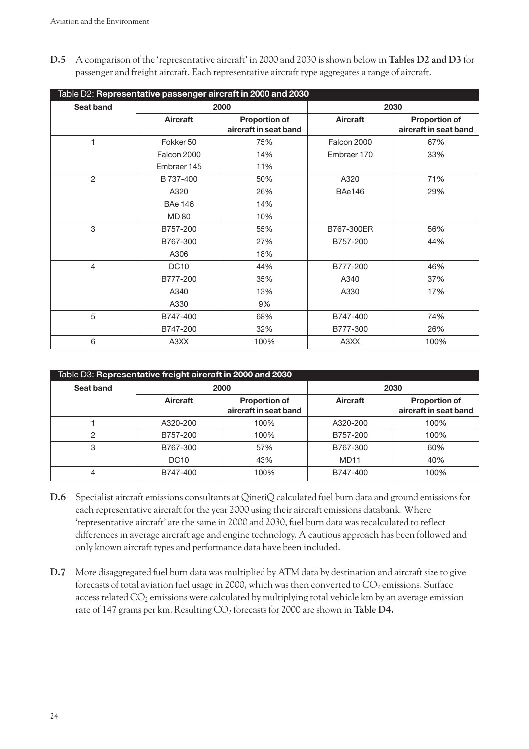**D.5** A comparison of the 'representative aircraft' in 2000 and 2030 is shown below in **Tables D2 and D3** for passenger and freight aircraft. Each representative aircraft type aggregates a range of aircraft.

Table D2: **Representative passenger aircraft in 2000 and 2030**

| Seat band | 2000 | | 2030 | |
|---|---|---|---|---|
| | Aircraft | Proportion of aircraft in seat band | Aircraft | Proportion of aircraft in seat band |
| 1 | Fokker 50 | 75% | Falcon 2000 | 67% |
| | Falcon 2000 | 14% | Embraer 170 | 33% |
| | Embraer 145 | 11% | | |
| 2 | B 737-400 | 50% | A320 | 71% |
| | A320 | 26% | BAe146 | 29% |
| | BAe 146 | 14% | | |
| | MD 80 | 10% | | |
| 3 | B757-200 | 55% | B767-300ER | 56% |
| | B767-300 | 27% | B757-200 | 44% |
| | A306 | 18% | | |
| 4 | DC10 | 44% | B777-200 | 46% |
| | B777-200 | 35% | A340 | 37% |
| | A340 | 13% | A330 | 17% |
| | A330 | 9% | | |
| 5 | B747-400 | 68% | B747-400 | 74% |
| | B747-200 | 32% | B777-300 | 26% |
| 6 | A3XX | 100% | A3XX | 100% |

Table D3: **Representative freight aircraft in 2000 and 2030**

| Seat band | 2000 | | 2030 | |
|---|---|---|---|---|
| | Aircraft | Proportion of aircraft in seat band | Aircraft | Proportion of aircraft in seat band |
| 1 | A320-200 | 100% | A320-200 | 100% |
| 2 | B757-200 | 100% | B757-200 | 100% |
| 3 | B767-300 | 57% | B767-300 | 60% |
| | DC10 | 43% | MD11 | 40% |
| 4 | B747-400 | 100% | B747-400 | 100% |

**D.6** Specialist aircraft emissions consultants at QinetiQ calculated fuel burn data and ground emissions for each representative aircraft for the year 2000 using their aircraft emissions databank. Where 'representative aircraft' are the same in 2000 and 2030, fuel burn data was recalculated to reflect differences in average aircraft age and engine technology. A cautious approach has been followed and only known aircraft types and performance data have been included.

**D.7** More disaggregated fuel burn data was multiplied by ATM data by destination and aircraft size to give forecasts of total aviation fuel usage in 2000, which was then converted to $CO_2$ emissions. Surface access related $CO_2$ emissions were calculated by multiplying total vehicle km by an average emission rate of 147 grams per km. Resulting $CO_2$ forecasts for 2000 are shown in **Table D4.**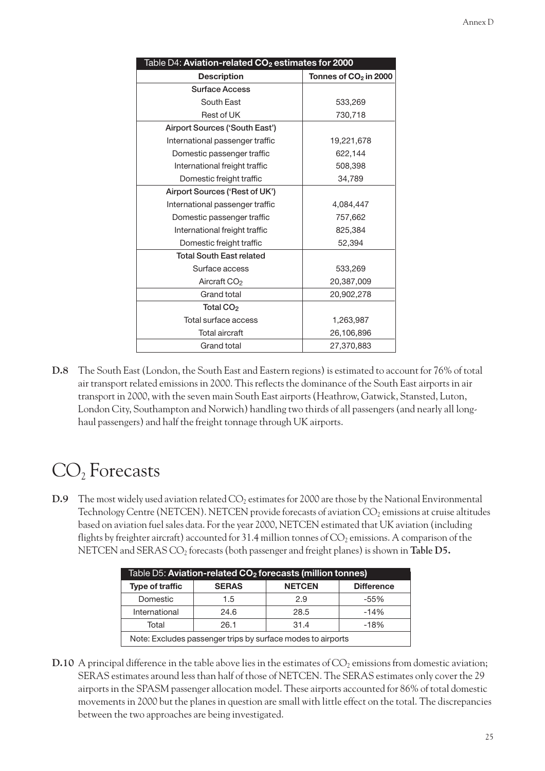Table D4: **Aviation-related $CO_2$ estimates for 2000**

| Description | Tonnes of $CO_2$ in 2000 |
|---|---|
| **Surface Access** | |
| South East | 533,269 |
| Rest of UK | 730,718 |
| **Airport Sources ('South East')** | |
| International passenger traffic | 19,221,678 |
| Domestic passenger traffic | 622,144 |
| International freight traffic | 508,398 |
| Domestic freight traffic | 34,789 |
| **Airport Sources ('Rest of UK')** | |
| International passenger traffic | 4,084,447 |
| Domestic passenger traffic | 757,662 |
| International freight traffic | 825,384 |
| Domestic freight traffic | 52,394 |
| **Total South East related** | |
| Surface access | 533,269 |
| Aircraft $CO_2$ | 20,387,009 |
| Grand total | 20,902,278 |
| **Total $CO_2$** | |
| Total surface access | 1,263,987 |
| Total aircraft | 26,106,896 |
| Grand total | 27,370,883 |

**D.8** The South East (London, the South East and Eastern regions) is estimated to account for 76% of total air transport related emissions in 2000. This reflects the dominance of the South East airports in air transport in 2000, with the seven main South East airports (Heathrow, Gatwick, Stansted, Luton, London City, Southampton and Norwich) handling two thirds of all passengers (and nearly all long-haul passengers) and half the freight tonnage through UK airports.

# $CO_2$ Forecasts

**D.9** The most widely used aviation related $CO_2$ estimates for 2000 are those by the National Environmental Technology Centre (NETCEN). NETCEN provide forecasts of aviation $CO_2$ emissions at cruise altitudes based on aviation fuel sales data. For the year 2000, NETCEN estimated that UK aviation (including flights by freighter aircraft) accounted for 31.4 million tonnes of $CO_2$ emissions. A comparison of the NETCEN and SERAS $CO_2$ forecasts (both passenger and freight planes) is shown in **Table D5.**

Table D5: **Aviation-related $CO_2$ forecasts (million tonnes)**

| Type of traffic | SERAS | NETCEN | Difference |
|---|---|---|---|
| Domestic | 1.5 | 2.9 | -55% |
| International | 24.6 | 28.5 | -14% |
| Total | 26.1 | 31.4 | -18% |

Note: Excludes passenger trips by surface modes to airports

**D.10** A principal difference in the table above lies in the estimates of $CO_2$ emissions from domestic aviation; SERAS estimates around less than half of those of NETCEN. The SERAS estimates only cover the 29 airports in the SPASM passenger allocation model. These airports accounted for 86% of total domestic movements in 2000 but the planes in question are small with little effect on the total. The discrepancies between the two approaches are being investigated.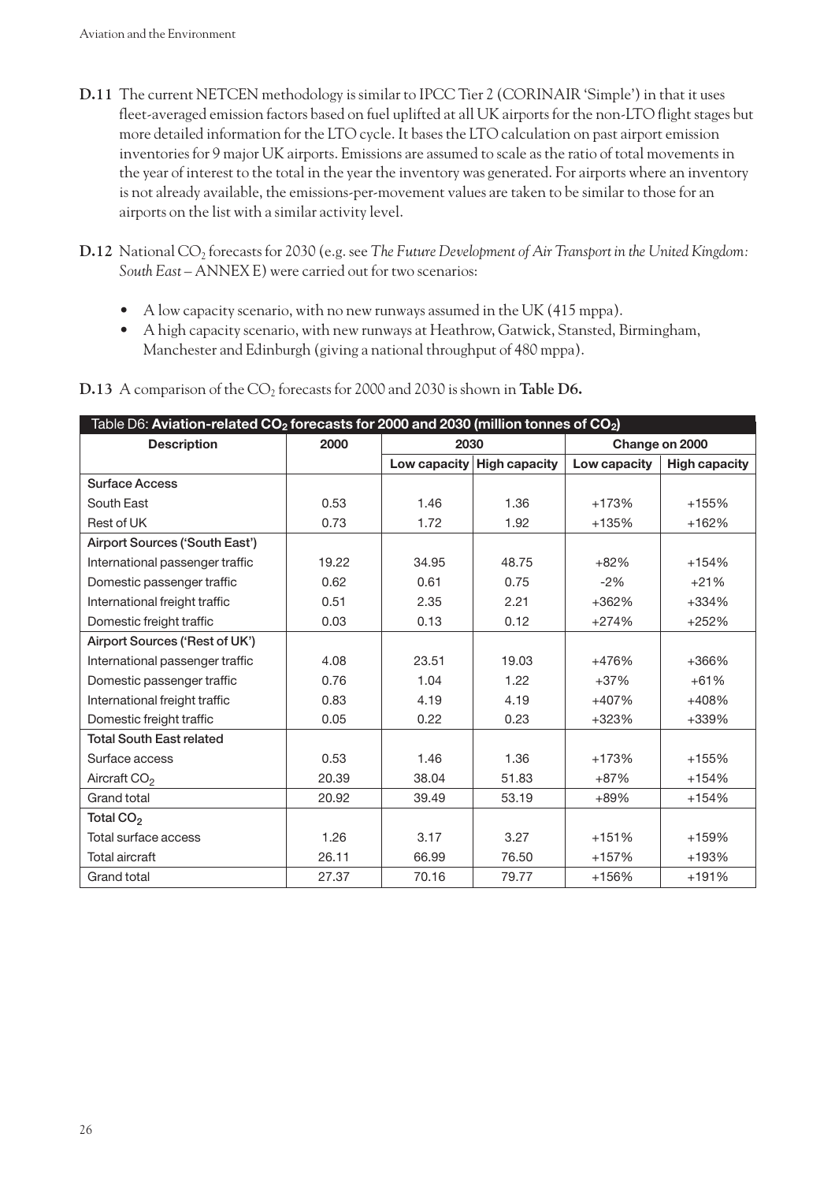**D.11** The current NETCEN methodology is similar to IPCC Tier 2 (CORINAIR 'Simple') in that it uses fleet-averaged emission factors based on fuel uplifted at all UK airports for the non-LTO flight stages but more detailed information for the LTO cycle. It bases the LTO calculation on past airport emission inventories for 9 major UK airports. Emissions are assumed to scale as the ratio of total movements in the year of interest to the total in the year the inventory was generated. For airports where an inventory is not already available, the emissions-per-movement values are taken to be similar to those for an airports on the list with a similar activity level.

**D.12** National $CO_2$ forecasts for 2030 (e.g. see *The Future Development of Air Transport in the United Kingdom: South East* – ANNEX E) were carried out for two scenarios:

- A low capacity scenario, with no new runways assumed in the UK (415 mppa).
- A high capacity scenario, with new runways at Heathrow, Gatwick, Stansted, Birmingham, Manchester and Edinburgh (giving a national throughput of 480 mppa).

**D.13** A comparison of the $CO_2$ forecasts for 2000 and 2030 is shown in **Table D6.**

| Table D6: **Aviation-related $CO_2$ forecasts for 2000 and 2030 (million tonnes of $CO_2$)** | | | | | |
|---|---|---|---|---|---|
| **Description** | **2000** | **2030** | | **Change on 2000** | |
| | | **Low capacity** | **High capacity** | **Low capacity** | **High capacity** |
| **Surface Access** | | | | | |
| South East | 0.53 | 1.46 | 1.36 | +173% | +155% |
| Rest of UK | 0.73 | 1.72 | 1.92 | +135% | +162% |
| **Airport Sources ('South East')** | | | | | |
| International passenger traffic | 19.22 | 34.95 | 48.75 | +82% | +154% |
| Domestic passenger traffic | 0.62 | 0.61 | 0.75 | -2% | +21% |
| International freight traffic | 0.51 | 2.35 | 2.21 | +362% | +334% |
| Domestic freight traffic | 0.03 | 0.13 | 0.12 | +274% | +252% |
| **Airport Sources ('Rest of UK')** | | | | | |
| International passenger traffic | 4.08 | 23.51 | 19.03 | +476% | +366% |
| Domestic passenger traffic | 0.76 | 1.04 | 1.22 | +37% | +61% |
| International freight traffic | 0.83 | 4.19 | 4.19 | +407% | +408% |
| Domestic freight traffic | 0.05 | 0.22 | 0.23 | +323% | +339% |
| **Total South East related** | | | | | |
| Surface access | 0.53 | 1.46 | 1.36 | +173% | +155% |
| Aircraft $CO_2$ | 20.39 | 38.04 | 51.83 | +87% | +154% |
| Grand total | 20.92 | 39.49 | 53.19 | +89% | +154% |
| **Total $CO_2$** | | | | | |
| Total surface access | 1.26 | 3.17 | 3.27 | +151% | +159% |
| Total aircraft | 26.11 | 66.99 | 76.50 | +157% | +193% |
| Grand total | 27.37 | 70.16 | 79.77 | +156% | +191% |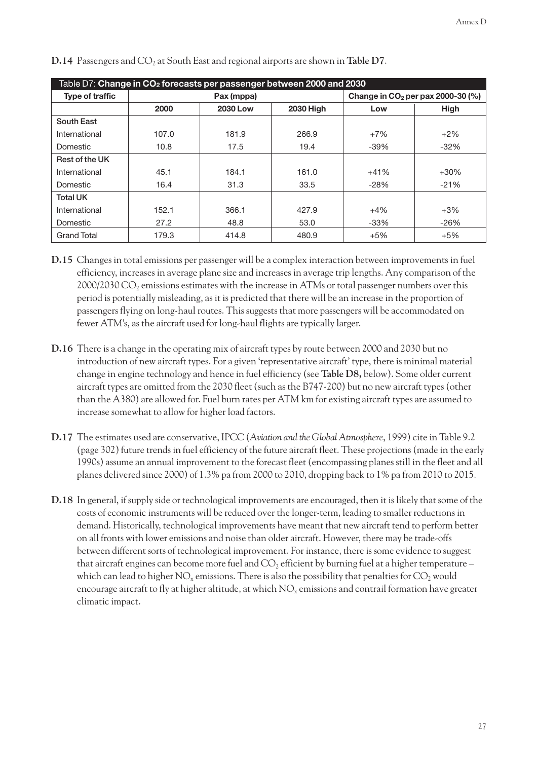**D.14** Passengers and $CO_2$ at South East and regional airports are shown in **Table D7**.

| Table D7: **Change in $CO_2$ forecasts per passenger between 2000 and 2030** | | | | | |
|---|---|---|---|---|---|
| **Type of traffic** | **Pax (mppa)** | | | **Change in $CO_2$ per pax 2000-30 (%)** | |
| | **2000** | **2030 Low** | **2030 High** | **Low** | **High** |
| **South East** | | | | | |
| International | 107.0 | 181.9 | 266.9 | +7% | +2% |
| Domestic | 10.8 | 17.5 | 19.4 | -39% | -32% |
| **Rest of the UK** | | | | | |
| International | 45.1 | 184.1 | 161.0 | +41% | +30% |
| Domestic | 16.4 | 31.3 | 33.5 | -28% | -21% |
| **Total UK** | | | | | |
| International | 152.1 | 366.1 | 427.9 | +4% | +3% |
| Domestic | 27.2 | 48.8 | 53.0 | -33% | -26% |
| Grand Total | 179.3 | 414.8 | 480.9 | +5% | +5% |

**D.15** Changes in total emissions per passenger will be a complex interaction between improvements in fuel efficiency, increases in average plane size and increases in average trip lengths. Any comparison of the 2000/2030 $CO_2$ emissions estimates with the increase in ATMs or total passenger numbers over this period is potentially misleading, as it is predicted that there will be an increase in the proportion of passengers flying on long-haul routes. This suggests that more passengers will be accommodated on fewer ATM's, as the aircraft used for long-haul flights are typically larger.

**D.16** There is a change in the operating mix of aircraft types by route between 2000 and 2030 but no introduction of new aircraft types. For a given 'representative aircraft' type, there is minimal material change in engine technology and hence in fuel efficiency (see **Table D8,** below). Some older current aircraft types are omitted from the 2030 fleet (such as the B747-200) but no new aircraft types (other than the A380) are allowed for. Fuel burn rates per ATM km for existing aircraft types are assumed to increase somewhat to allow for higher load factors.

**D.17** The estimates used are conservative, IPCC (*Aviation and the Global Atmosphere*, 1999) cite in Table 9.2 (page 302) future trends in fuel efficiency of the future aircraft fleet. These projections (made in the early 1990s) assume an annual improvement to the forecast fleet (encompassing planes still in the fleet and all planes delivered since 2000) of 1.3% pa from 2000 to 2010, dropping back to 1% pa from 2010 to 2015.

**D.18** In general, if supply side or technological improvements are encouraged, then it is likely that some of the costs of economic instruments will be reduced over the longer-term, leading to smaller reductions in demand. Historically, technological improvements have meant that new aircraft tend to perform better on all fronts with lower emissions and noise than older aircraft. However, there may be trade-offs between different sorts of technological improvement. For instance, there is some evidence to suggest that aircraft engines can become more fuel and $CO_2$ efficient by burning fuel at a higher temperature – which can lead to higher $NO_x$ emissions. There is also the possibility that penalties for $CO_2$ would encourage aircraft to fly at higher altitude, at which $NO_x$ emissions and contrail formation have greater climatic impact.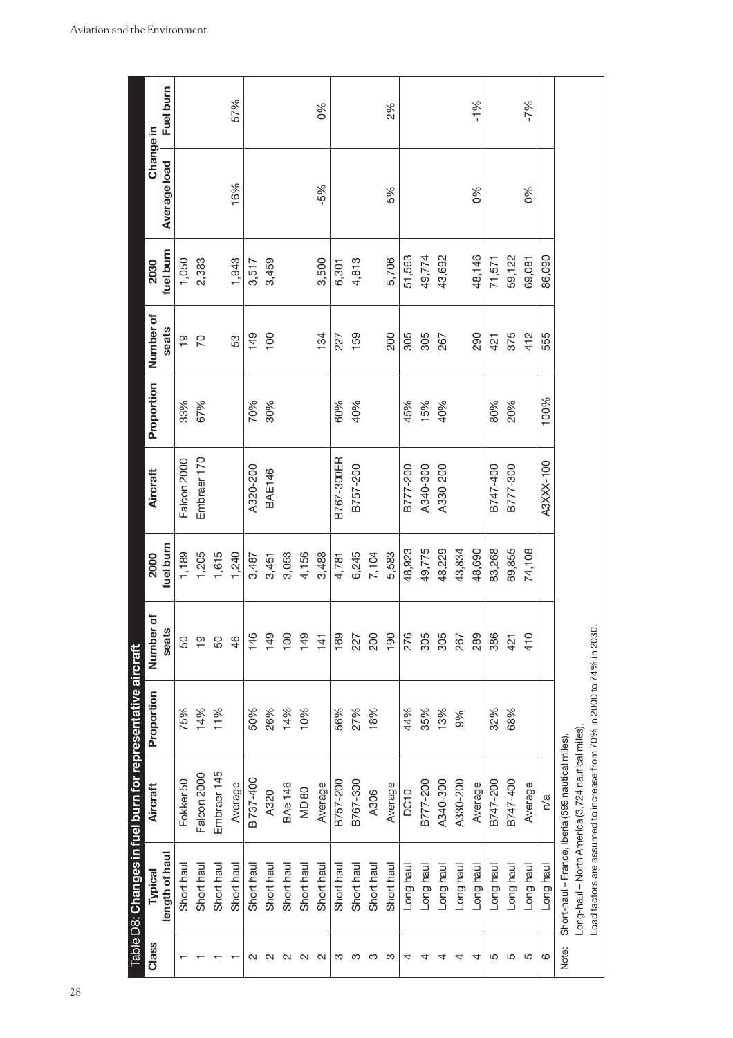Table D8: **Changes in fuel burn for representative aircraft**

| Class | Typical length of haul | Aircraft | Proportion | Number of seats | 2000 fuel burn | Aircraft | Proportion | Number of seats | 2030 fuel burn | Change in Average load | Change in Fuel burn |
|---|---|---|---|---|---|---|---|---|---|---|---|
| 1 | Short haul | Fokker 50 | 75% | 50 | 1,189 | Falcon 2000 | 33% | 19 | 1,050 | | |
| 1 | Short haul | Falcon 2000 | 14% | 19 | 1,205 | Embraer 170 | 67% | 70 | 2,383 | | |
| 1 | Short haul | Embraer 145 | 11% | 50 | 1,615 | | | | | | |
| 1 | Short haul | Average | | 46 | 1,240 | | | 53 | 1,943 | 16% | 57% |
| 2 | Short haul | B737-400 | 50% | 146 | 3,487 | A320-200 | 70% | 149 | 3,517 | | |
| 2 | Short haul | A320 | 26% | 149 | 3,451 | BAE146 | 30% | 100 | 3,459 | | |
| 2 | Short haul | BAe 146 | 14% | 100 | 3,053 | | | | | | |
| 2 | Short haul | MD80 | 10% | 149 | 4,156 | | | | | | |
| 2 | Short haul | Average | | 141 | 3,488 | | | 134 | 3,500 | -5% | 0% |
| 3 | Short haul | B757-200 | 56% | 169 | 4,781 | B767-300ER | 60% | 227 | 6,301 | | |
| 3 | Short haul | B767-300 | 27% | 227 | 6,245 | B757-200 | 40% | 159 | 4,813 | | |
| 3 | Short haul | A306 | 18% | 200 | 7,104 | | | | | | |
| 3 | Short haul | Average | | 190 | 5,583 | | | 200 | 5,706 | 5% | 2% |
| 4 | Long haul | DC10 | 44% | 276 | 48,923 | B777-200 | 45% | 305 | 51,563 | | |
| 4 | Long haul | B777-200 | 35% | 305 | 49,775 | A340-300 | 15% | 305 | 49,774 | | |
| 4 | Long haul | A340-300 | 13% | 305 | 48,229 | A330-200 | 40% | 267 | 43,692 | | |
| 4 | Long haul | A330-200 | 9% | 267 | 43,834 | | | | | | |
| 4 | Long haul | Average | | 289 | 48,690 | | | 290 | 48,146 | 0% | -1% |
| 5 | Long haul | B747-200 | 32% | 386 | 83,268 | B747-400 | 80% | 421 | 71,571 | | |
| 5 | Long haul | B747-400 | 68% | 421 | 69,855 | B777-300 | 20% | 375 | 59,122 | | |
| 5 | Long haul | Average | | 410 | 74,108 | | | 412 | 69,081 | 0% | -7% |
| 6 | Long haul | n/a | | | | A3XXX-100 | 100% | 555 | 86,090 | | |

Note: Short-haul – France, Iberia (599 nautical miles),
Long-haul – North America (3,724 nautical miles),
Load factors are assumed to increase from 70% in 2000 to 74% in 2030.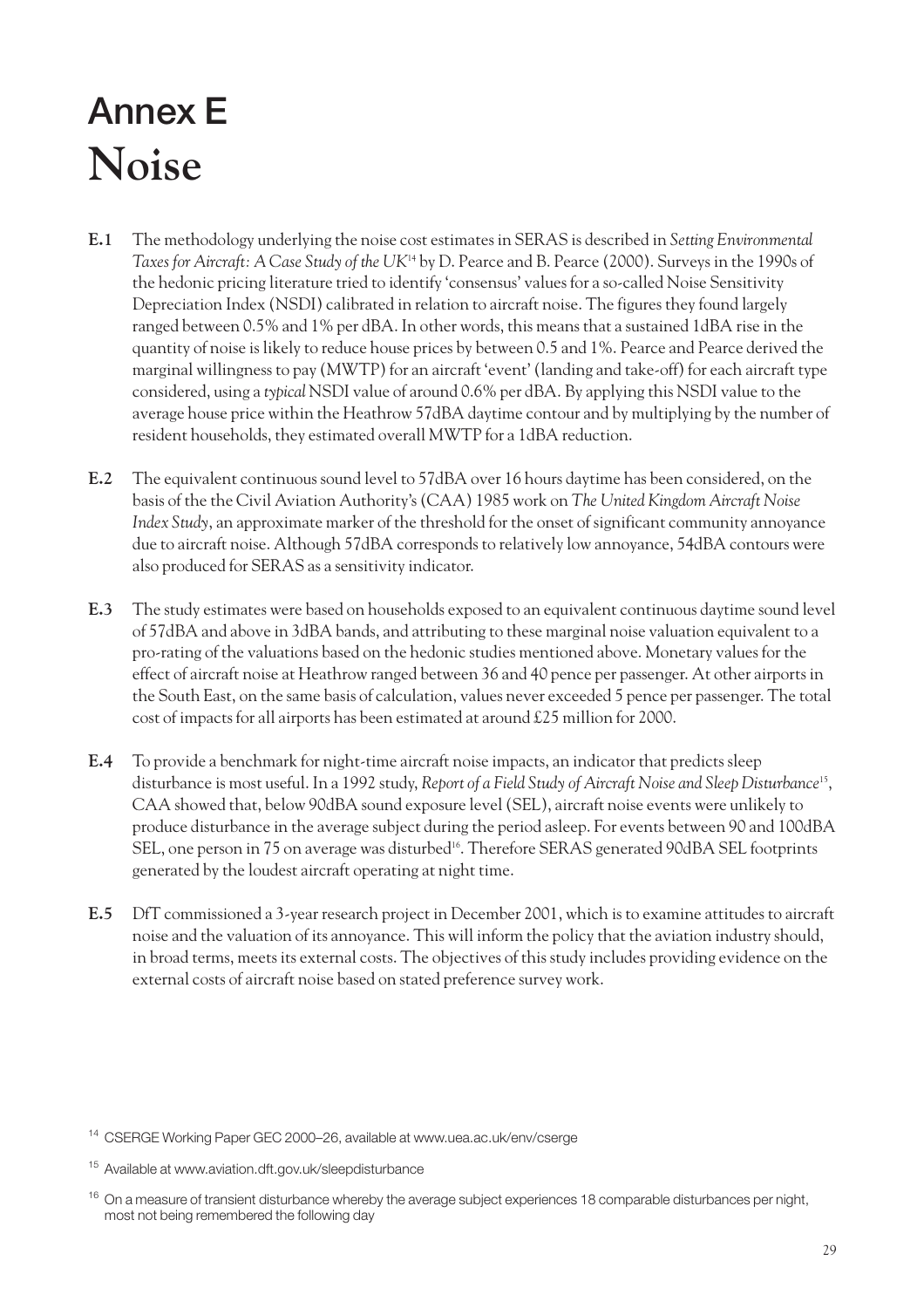# Annex E
# Noise

**E.1** The methodology underlying the noise cost estimates in SERAS is described in *Setting Environmental Taxes for Aircraft: A Case Study of the UK*[14] by D. Pearce and B. Pearce (2000). Surveys in the 1990s of the hedonic pricing literature tried to identify 'consensus' values for a so-called Noise Sensitivity Depreciation Index (NSDI) calibrated in relation to aircraft noise. The figures they found largely ranged between 0.5% and 1% per dBA. In other words, this means that a sustained 1dBA rise in the quantity of noise is likely to reduce house prices by between 0.5 and 1%. Pearce and Pearce derived the marginal willingness to pay (MWTP) for an aircraft 'event' (landing and take-off) for each aircraft type considered, using a *typical* NSDI value of around 0.6% per dBA. By applying this NSDI value to the average house price within the Heathrow 57dBA daytime contour and by multiplying by the number of resident households, they estimated overall MWTP for a 1dBA reduction.

**E.2** The equivalent continuous sound level to 57dBA over 16 hours daytime has been considered, on the basis of the the Civil Aviation Authority's (CAA) 1985 work on *The United Kingdom Aircraft Noise Index Study*, an approximate marker of the threshold for the onset of significant community annoyance due to aircraft noise. Although 57dBA corresponds to relatively low annoyance, 54dBA contours were also produced for SERAS as a sensitivity indicator.

**E.3** The study estimates were based on households exposed to an equivalent continuous daytime sound level of 57dBA and above in 3dBA bands, and attributing to these marginal noise valuation equivalent to a pro-rating of the valuations based on the hedonic studies mentioned above. Monetary values for the effect of aircraft noise at Heathrow ranged between 36 and 40 pence per passenger. At other airports in the South East, on the same basis of calculation, values never exceeded 5 pence per passenger. The total cost of impacts for all airports has been estimated at around £25 million for 2000.

**E.4** To provide a benchmark for night-time aircraft noise impacts, an indicator that predicts sleep disturbance is most useful. In a 1992 study, *Report of a Field Study of Aircraft Noise and Sleep Disturbance*[15], CAA showed that, below 90dBA sound exposure level (SEL), aircraft noise events were unlikely to produce disturbance in the average subject during the period asleep. For events between 90 and 100dBA SEL, one person in 75 on average was disturbed[16]. Therefore SERAS generated 90dBA SEL footprints generated by the loudest aircraft operating at night time.

**E.5** DfT commissioned a 3-year research project in December 2001, which is to examine attitudes to aircraft noise and the valuation of its annoyance. This will inform the policy that the aviation industry should, in broad terms, meets its external costs. The objectives of this study includes providing evidence on the external costs of aircraft noise based on stated preference survey work.

---

[14] CSERGE Working Paper GEC 2000–26, available at www.uea.ac.uk/env/cserge

[15] Available at www.aviation.dft.gov.uk/sleepdisturbance

[16] On a measure of transient disturbance whereby the average subject experiences 18 comparable disturbances per night, most not being remembered the following day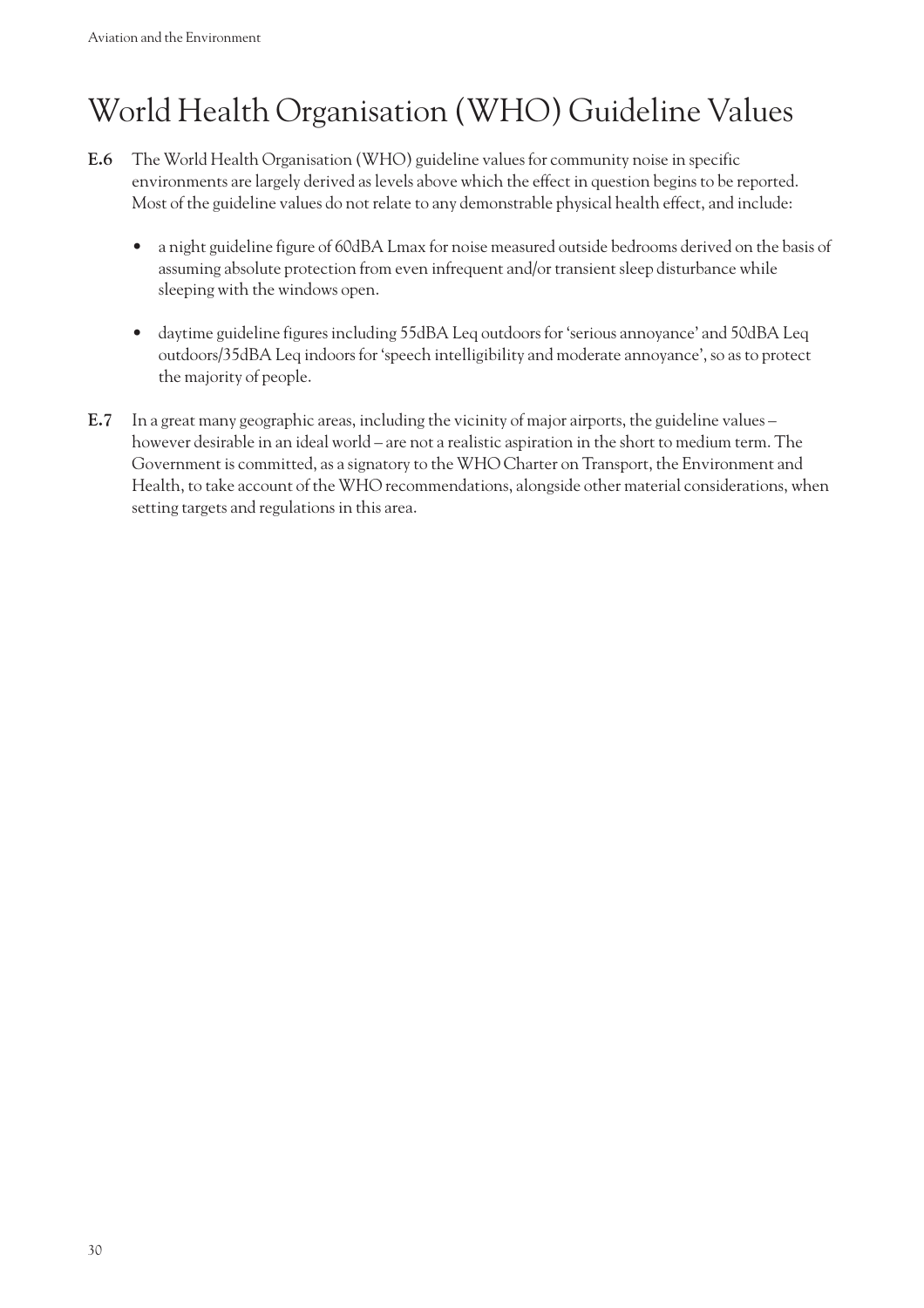# World Health Organisation (WHO) Guideline Values

**E.6** The World Health Organisation (WHO) guideline values for community noise in specific environments are largely derived as levels above which the effect in question begins to be reported. Most of the guideline values do not relate to any demonstrable physical health effect, and include:

- a night guideline figure of 60dBA Lmax for noise measured outside bedrooms derived on the basis of assuming absolute protection from even infrequent and/or transient sleep disturbance while sleeping with the windows open.

- daytime guideline figures including 55dBA Leq outdoors for 'serious annoyance' and 50dBA Leq outdoors/35dBA Leq indoors for 'speech intelligibility and moderate annoyance', so as to protect the majority of people.

**E.7** In a great many geographic areas, including the vicinity of major airports, the guideline values – however desirable in an ideal world – are not a realistic aspiration in the short to medium term. The Government is committed, as a signatory to the WHO Charter on Transport, the Environment and Health, to take account of the WHO recommendations, alongside other material considerations, when setting targets and regulations in this area.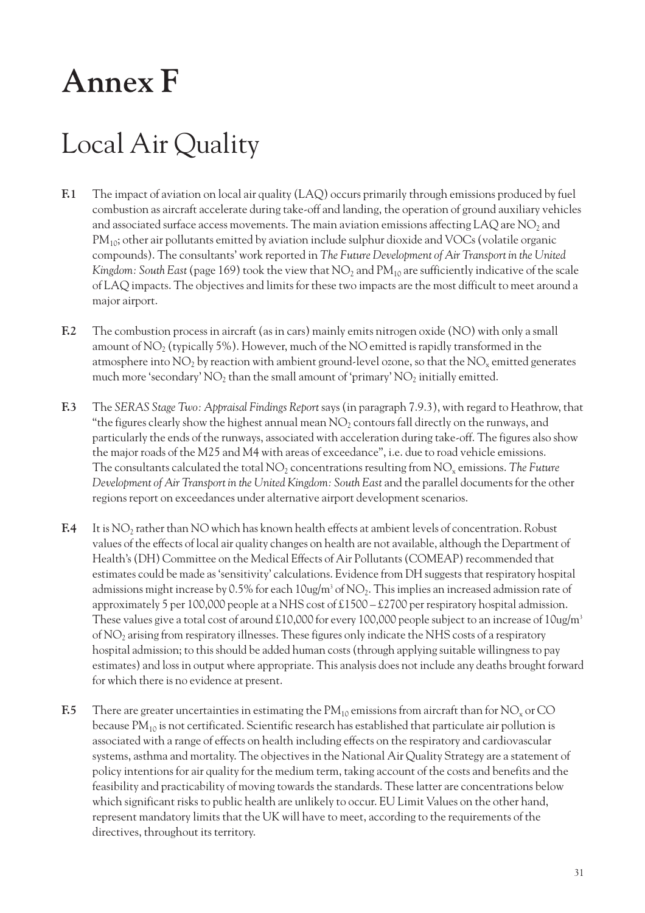# Annex F

## Local Air Quality

**F.1** The impact of aviation on local air quality (LAQ) occurs primarily through emissions produced by fuel combustion as aircraft accelerate during take-off and landing, the operation of ground auxiliary vehicles and associated surface access movements. The main aviation emissions affecting LAQ are $NO_2$ and $PM_{10}$; other air pollutants emitted by aviation include sulphur dioxide and VOCs (volatile organic compounds). The consultants' work reported in *The Future Development of Air Transport in the United Kingdom: South East* (page 169) took the view that $NO_2$ and $PM_{10}$ are sufficiently indicative of the scale of LAQ impacts. The objectives and limits for these two impacts are the most difficult to meet around a major airport.

**F.2** The combustion process in aircraft (as in cars) mainly emits nitrogen oxide (NO) with only a small amount of $NO_2$ (typically 5%). However, much of the NO emitted is rapidly transformed in the atmosphere into $NO_2$ by reaction with ambient ground-level ozone, so that the $NO_x$ emitted generates much more 'secondary' $NO_2$ than the small amount of 'primary' $NO_2$ initially emitted.

**F.3** The *SERAS Stage Two: Appraisal Findings Report* says (in paragraph 7.9.3), with regard to Heathrow, that "the figures clearly show the highest annual mean $NO_2$ contours fall directly on the runways, and particularly the ends of the runways, associated with acceleration during take-off. The figures also show the major roads of the M25 and M4 with areas of exceedance", i.e. due to road vehicle emissions. The consultants calculated the total $NO_2$ concentrations resulting from $NO_x$ emissions. *The Future Development of Air Transport in the United Kingdom: South East* and the parallel documents for the other regions report on exceedances under alternative airport development scenarios.

**F.4** It is $NO_2$ rather than NO which has known health effects at ambient levels of concentration. Robust values of the effects of local air quality changes on health are not available, although the Department of Health's (DH) Committee on the Medical Effects of Air Pollutants (COMEAP) recommended that estimates could be made as 'sensitivity' calculations. Evidence from DH suggests that respiratory hospital admissions might increase by 0.5% for each 10ug/m$^3$ of $NO_2$. This implies an increased admission rate of approximately 5 per 100,000 people at a NHS cost of £1500 – £2700 per respiratory hospital admission. These values give a total cost of around £10,000 for every 100,000 people subject to an increase of 10ug/m$^3$ of $NO_2$ arising from respiratory illnesses. These figures only indicate the NHS costs of a respiratory hospital admission; to this should be added human costs (through applying suitable willingness to pay estimates) and loss in output where appropriate. This analysis does not include any deaths brought forward for which there is no evidence at present.

**F.5** There are greater uncertainties in estimating the $PM_{10}$ emissions from aircraft than for $NO_x$ or CO because $PM_{10}$ is not certificated. Scientific research has established that particulate air pollution is associated with a range of effects on health including effects on the respiratory and cardiovascular systems, asthma and mortality. The objectives in the National Air Quality Strategy are a statement of policy intentions for air quality for the medium term, taking account of the costs and benefits and the feasibility and practicability of moving towards the standards. These latter are concentrations below which significant risks to public health are unlikely to occur. EU Limit Values on the other hand, represent mandatory limits that the UK will have to meet, according to the requirements of the directives, throughout its territory.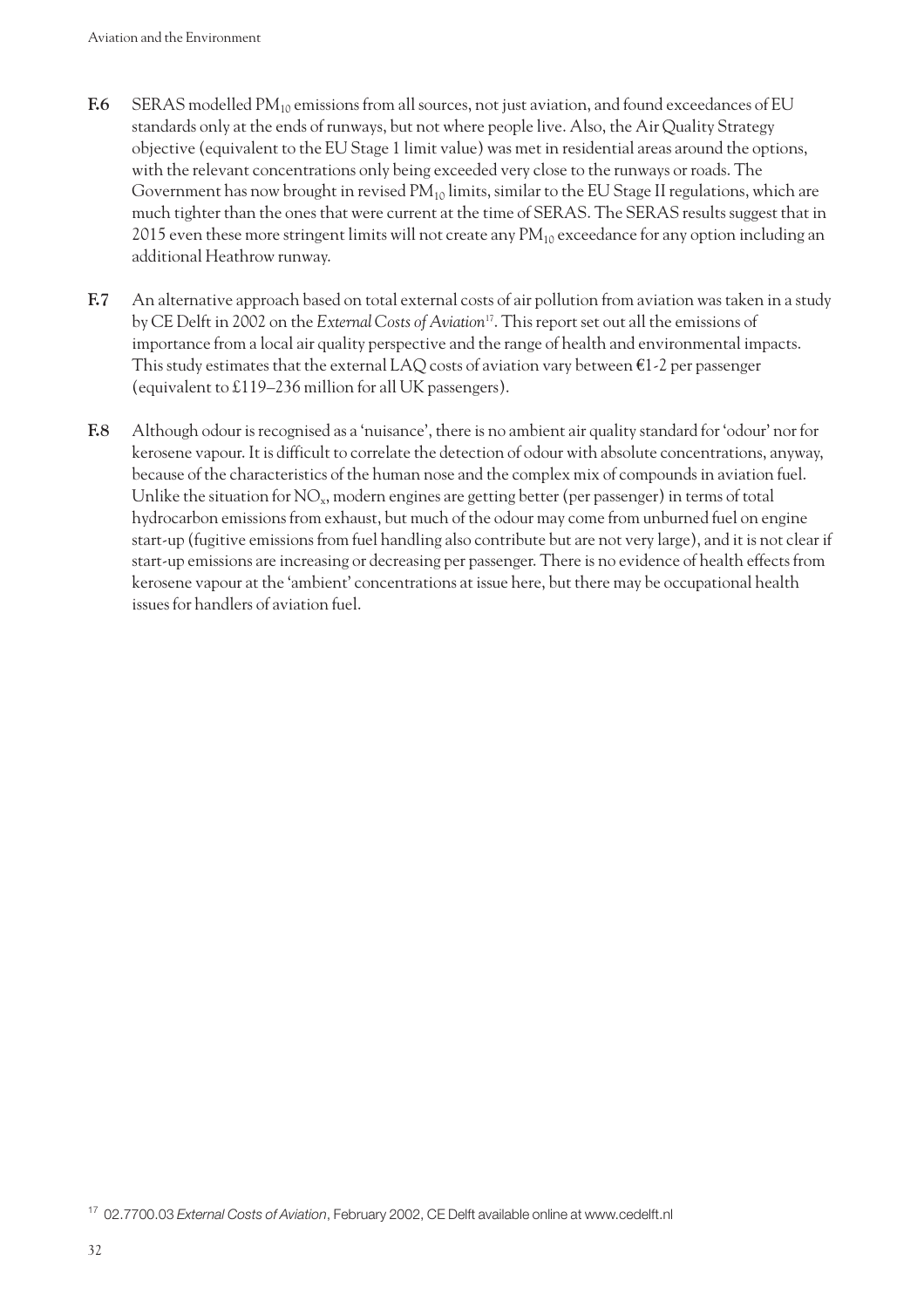**F.6** SERAS modelled $PM_{10}$ emissions from all sources, not just aviation, and found exceedances of EU standards only at the ends of runways, but not where people live. Also, the Air Quality Strategy objective (equivalent to the EU Stage 1 limit value) was met in residential areas around the options, with the relevant concentrations only being exceeded very close to the runways or roads. The Government has now brought in revised $PM_{10}$ limits, similar to the EU Stage II regulations, which are much tighter than the ones that were current at the time of SERAS. The SERAS results suggest that in 2015 even these more stringent limits will not create any $PM_{10}$ exceedance for any option including an additional Heathrow runway.

**F.7** An alternative approach based on total external costs of air pollution from aviation was taken in a study by CE Delft in 2002 on the *External Costs of Aviation*[17]. This report set out all the emissions of importance from a local air quality perspective and the range of health and environmental impacts. This study estimates that the external LAQ costs of aviation vary between €1-2 per passenger (equivalent to £119–236 million for all UK passengers).

**F.8** Although odour is recognised as a 'nuisance', there is no ambient air quality standard for 'odour' nor for kerosene vapour. It is difficult to correlate the detection of odour with absolute concentrations, anyway, because of the characteristics of the human nose and the complex mix of compounds in aviation fuel. Unlike the situation for $NO_x$, modern engines are getting better (per passenger) in terms of total hydrocarbon emissions from exhaust, but much of the odour may come from unburned fuel on engine start-up (fugitive emissions from fuel handling also contribute but are not very large), and it is not clear if start-up emissions are increasing or decreasing per passenger. There is no evidence of health effects from kerosene vapour at the 'ambient' concentrations at issue here, but there may be occupational health issues for handlers of aviation fuel.

[17] 02.7700.03 *External Costs of Aviation*, February 2002, CE Delft available online at www.cedelft.nl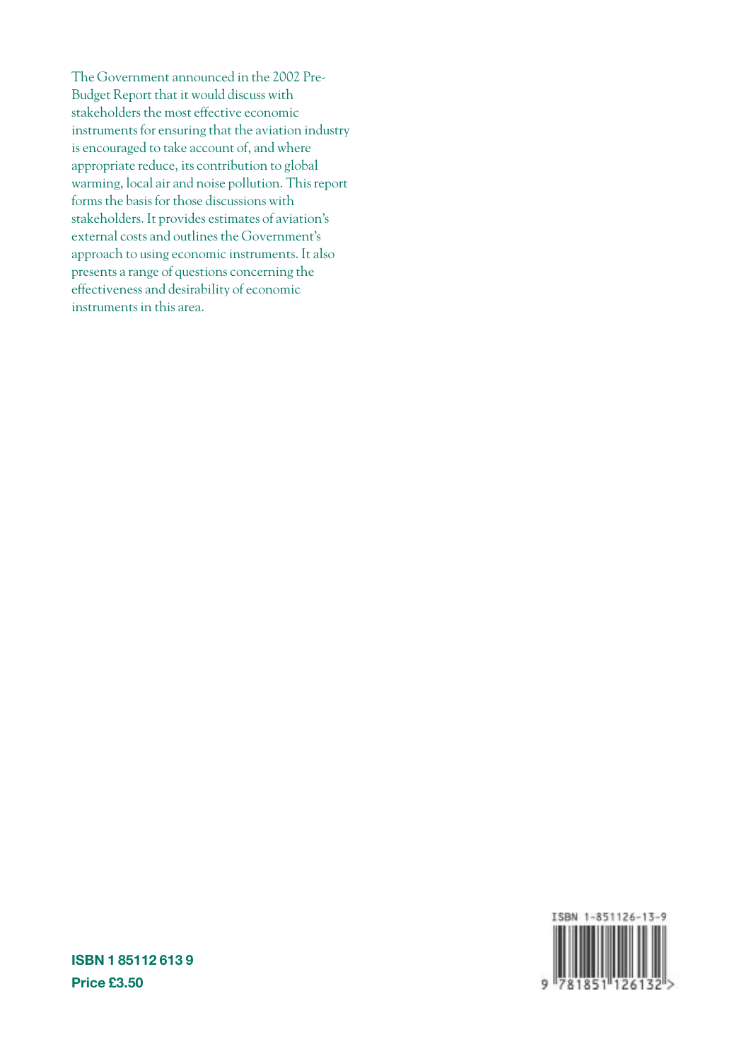The Government announced in the 2002 Pre-Budget Report that it would discuss with stakeholders the most effective economic instruments for ensuring that the aviation industry is encouraged to take account of, and where appropriate reduce, its contribution to global warming, local air and noise pollution. This report forms the basis for those discussions with stakeholders. It provides estimates of aviation's external costs and outlines the Government's approach to using economic instruments. It also presents a range of questions concerning the effectiveness and desirability of economic instruments in this area.

**ISBN 1 85112 613 9**

**Price £3.50**

ISBN 1-851126-13-9

9 781851 126132